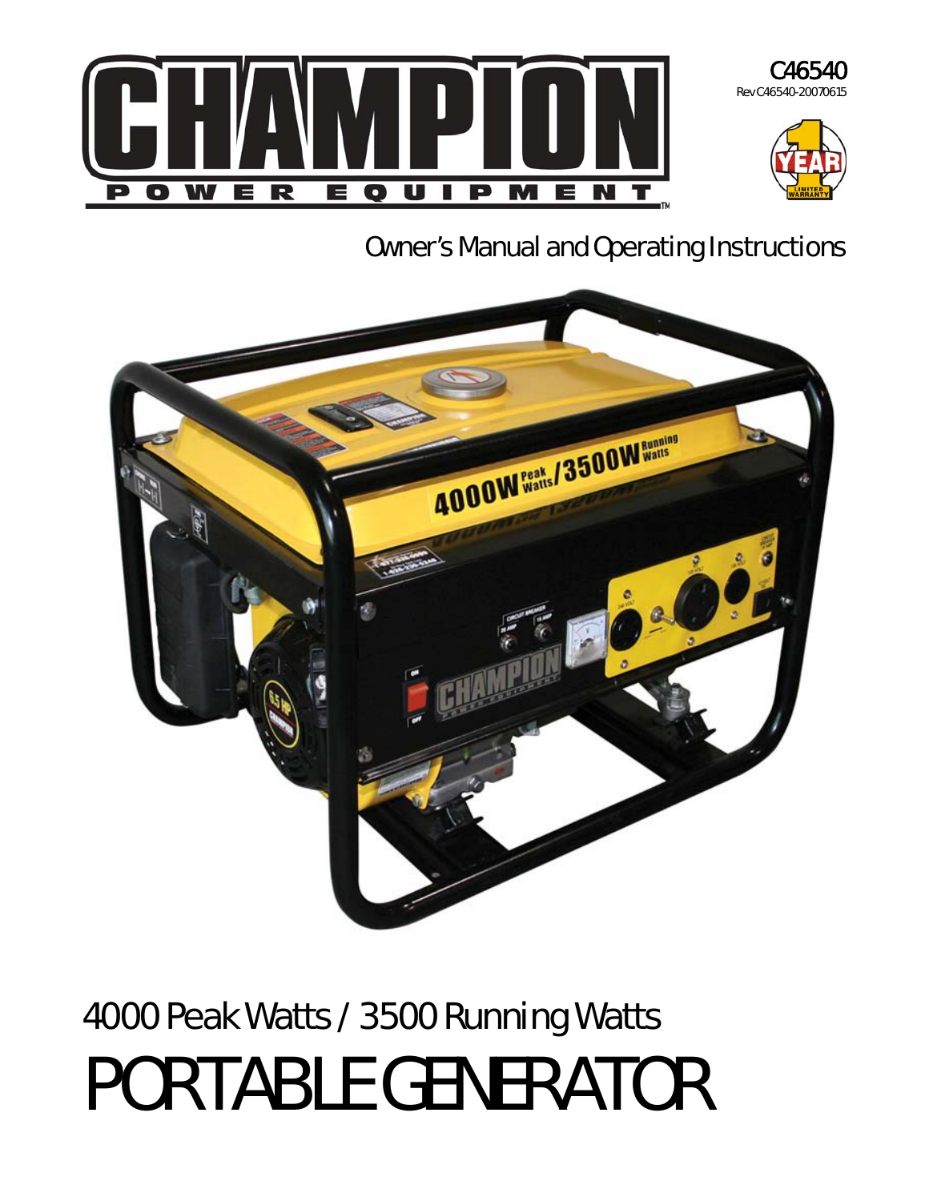# CHAMPION POWER EQUIPMENT

C46540
Rev C46540-20070615

1 YEAR LIMITED WARRANTY

Owner's Manual and Operating Instructions

4000 Peak Watts / 3500 Running Watts

# PORTABLE GENERATOR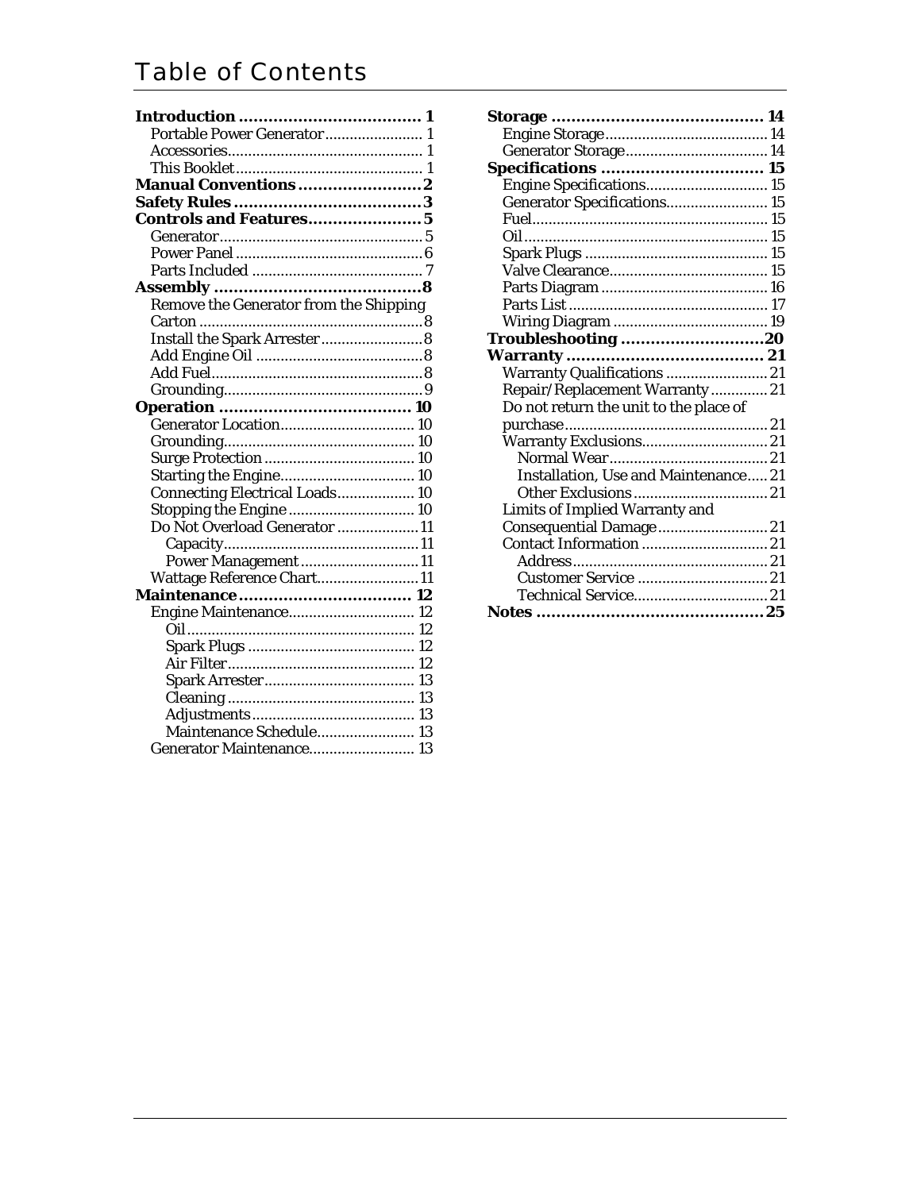# Table of Contents

**Introduction ..................................... 1**
- Portable Power Generator ........................ 1
- Accessories ................................................ 1
- This Booklet ............................................... 1

**Manual Conventions ......................... 2**

**Safety Rules ...................................... 3**

**Controls and Features ....................... 5**
- Generator .................................................. 5
- Power Panel .............................................. 6
- Parts Included ........................................... 7

**Assembly .......................................... 8**
- Remove the Generator from the Shipping Carton ....................................................... 8
- Install the Spark Arrester .......................... 8
- Add Engine Oil .......................................... 8
- Add Fuel ..................................................... 8
- Grounding .................................................. 9

**Operation ........................................ 10**
- Generator Location .................................. 10
- Grounding ................................................ 10
- Surge Protection ...................................... 10
- Starting the Engine .................................. 10
- Connecting Electrical Loads ................... 10
- Stopping the Engine ................................ 10
- Do Not Overload Generator .................... 11
  - Capacity ............................................... 11
  - Power Management ............................. 11
- Wattage Reference Chart ......................... 11

**Maintenance ................................... 12**
- Engine Maintenance ................................ 12
  - Oil ........................................................ 12
  - Spark Plugs ......................................... 12
  - Air Filter .............................................. 12
  - Spark Arrester ..................................... 13
  - Cleaning .............................................. 13
  - Adjustments ........................................ 13
  - Maintenance Schedule ........................ 13
- Generator Maintenance ........................... 13

**Storage ........................................... 14**
- Engine Storage ........................................ 14
- Generator Storage ................................... 14

**Specifications ................................. 15**
- Engine Specifications .............................. 15
- Generator Specifications ......................... 15
- Fuel .......................................................... 15
- Oil ............................................................ 15
- Spark Plugs ............................................. 15
- Valve Clearance ....................................... 15
- Parts Diagram ......................................... 16
- Parts List ................................................. 17
- Wiring Diagram ...................................... 19

**Troubleshooting ............................. 20**

**Warranty ........................................ 21**
- Warranty Qualifications ......................... 21
- Repair/Replacement Warranty .............. 21
- Do not return the unit to the place of purchase .................................................. 21
- Warranty Exclusions ............................... 21
  - Normal Wear ....................................... 21
  - Installation, Use and Maintenance ..... 21
  - Other Exclusions ................................. 21
- Limits of Implied Warranty and Consequential Damage ........................... 21
- Contact Information ............................... 21
  - Address ................................................ 21
  - Customer Service ................................ 21
  - Technical Service ................................. 21

**Notes ............................................. 25**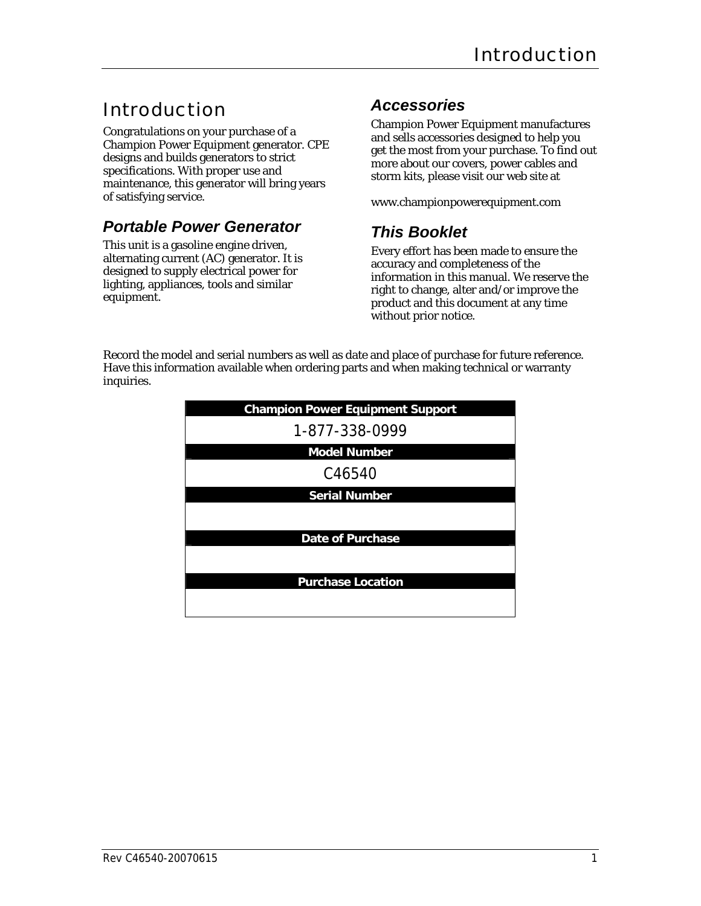# Introduction

Congratulations on your purchase of a Champion Power Equipment generator. CPE designs and builds generators to strict specifications. With proper use and maintenance, this generator will bring years of satisfying service.

## *Portable Power Generator*

This unit is a gasoline engine driven, alternating current (AC) generator. It is designed to supply electrical power for lighting, appliances, tools and similar equipment.

## *Accessories*

Champion Power Equipment manufactures and sells accessories designed to help you get the most from your purchase. To find out more about our covers, power cables and storm kits, please visit our web site at

www.championpowerequipment.com

## *This Booklet*

Every effort has been made to ensure the accuracy and completeness of the information in this manual. We reserve the right to change, alter and/or improve the product and this document at any time without prior notice.

Record the model and serial numbers as well as date and place of purchase for future reference. Have this information available when ordering parts and when making technical or warranty inquiries.

| Champion Power Equipment Support |
|---|
| 1-877-338-0999 |
| **Model Number** |
| C46540 |
| **Serial Number** |
| |
| **Date of Purchase** |
| |
| **Purchase Location** |
| |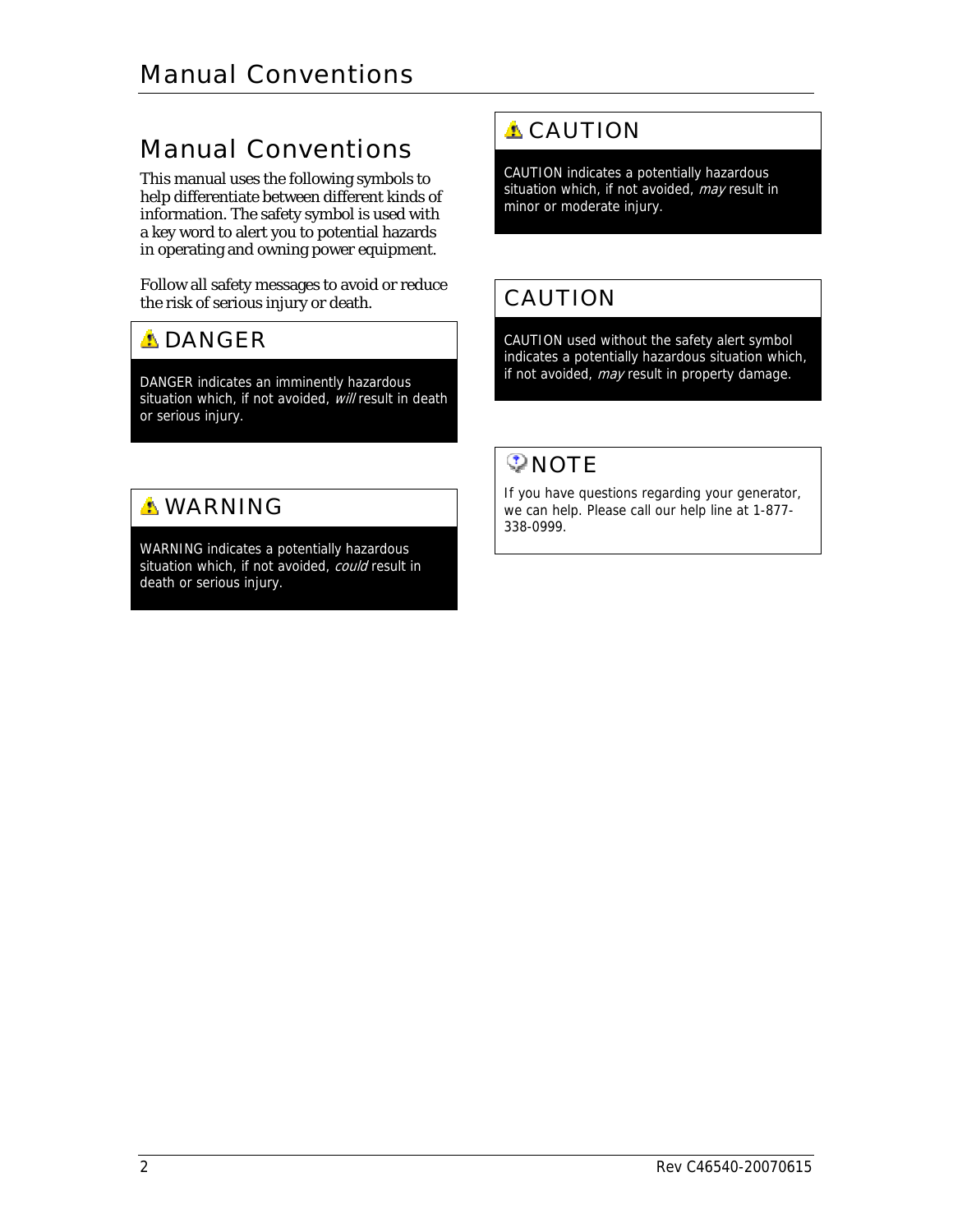# Manual Conventions

This manual uses the following symbols to help differentiate between different kinds of information. The safety symbol is used with a key word to alert you to potential hazards in operating and owning power equipment.

Follow all safety messages to avoid or reduce the risk of serious injury or death.

## ⚠ DANGER

DANGER indicates an imminently hazardous situation which, if not avoided, *will* result in death or serious injury.

## ⚠ WARNING

WARNING indicates a potentially hazardous situation which, if not avoided, *could* result in death or serious injury.

## ⚠ CAUTION

CAUTION indicates a potentially hazardous situation which, if not avoided, *may* result in minor or moderate injury.

## CAUTION

CAUTION used without the safety alert symbol indicates a potentially hazardous situation which, if not avoided, *may* result in property damage.

## NOTE

If you have questions regarding your generator, we can help. Please call our help line at 1-877-338-0999.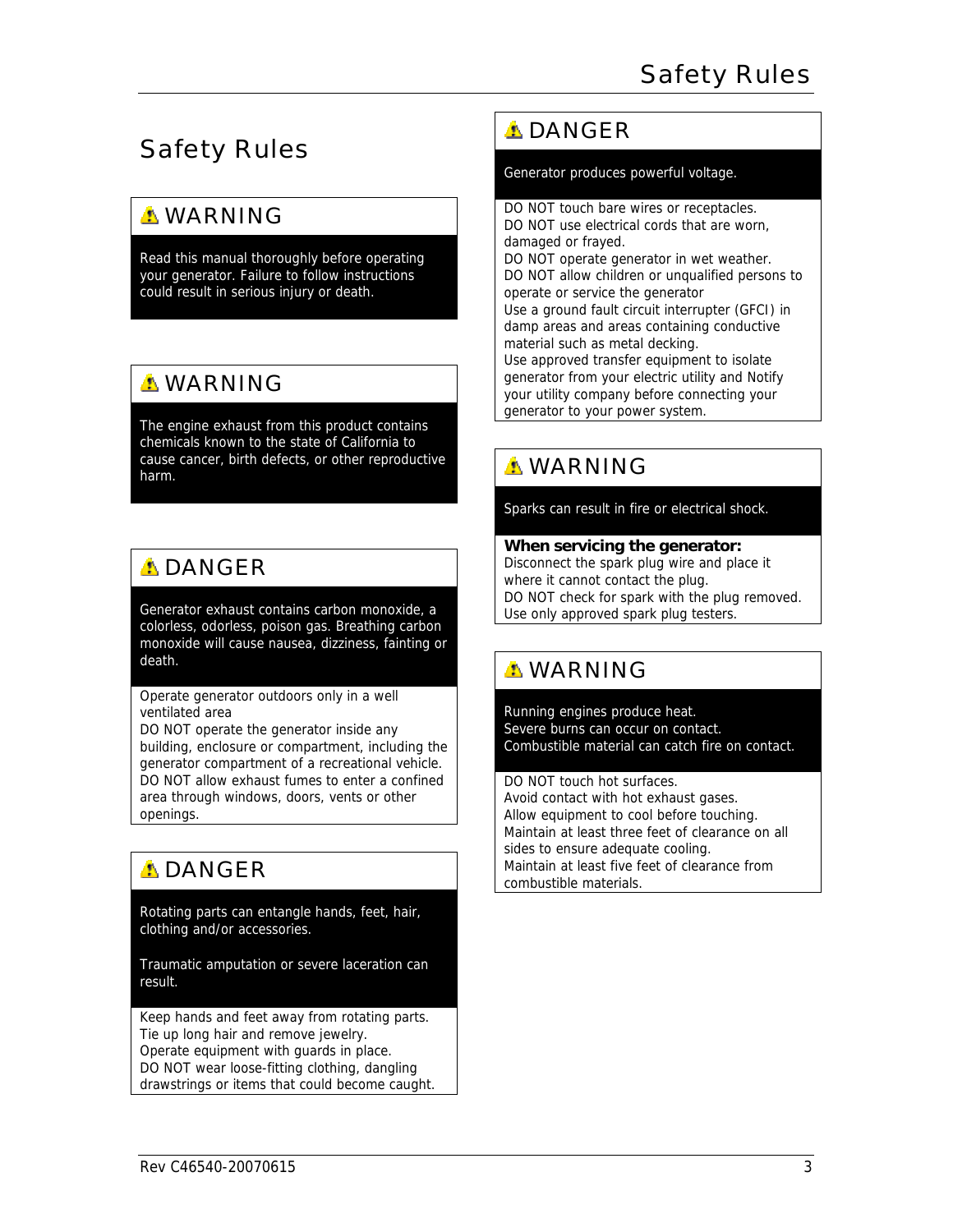# Safety Rules

### ⚠ WARNING

Read this manual thoroughly before operating your generator. Failure to follow instructions could result in serious injury or death.

### ⚠ WARNING

The engine exhaust from this product contains chemicals known to the state of California to cause cancer, birth defects, or other reproductive harm.

### ⚠ DANGER

Generator exhaust contains carbon monoxide, a colorless, odorless, poison gas. Breathing carbon monoxide will cause nausea, dizziness, fainting or death.

Operate generator outdoors only in a well ventilated area
DO NOT operate the generator inside any building, enclosure or compartment, including the generator compartment of a recreational vehicle.
DO NOT allow exhaust fumes to enter a confined area through windows, doors, vents or other openings.

### ⚠ DANGER

Rotating parts can entangle hands, feet, hair, clothing and/or accessories.

Traumatic amputation or severe laceration can result.

Keep hands and feet away from rotating parts.
Tie up long hair and remove jewelry.
Operate equipment with guards in place.
DO NOT wear loose-fitting clothing, dangling drawstrings or items that could become caught.

### ⚠ DANGER

Generator produces powerful voltage.

DO NOT touch bare wires or receptacles.
DO NOT use electrical cords that are worn, damaged or frayed.
DO NOT operate generator in wet weather.
DO NOT allow children or unqualified persons to operate or service the generator
Use a ground fault circuit interrupter (GFCI) in damp areas and areas containing conductive material such as metal decking.
Use approved transfer equipment to isolate generator from your electric utility and Notify your utility company before connecting your generator to your power system.

### ⚠ WARNING

Sparks can result in fire or electrical shock.

**When servicing the generator:**
Disconnect the spark plug wire and place it where it cannot contact the plug.
DO NOT check for spark with the plug removed.
Use only approved spark plug testers.

### ⚠ WARNING

Running engines produce heat.
Severe burns can occur on contact.
Combustible material can catch fire on contact.

DO NOT touch hot surfaces.
Avoid contact with hot exhaust gases.
Allow equipment to cool before touching.
Maintain at least three feet of clearance on all sides to ensure adequate cooling.
Maintain at least five feet of clearance from combustible materials.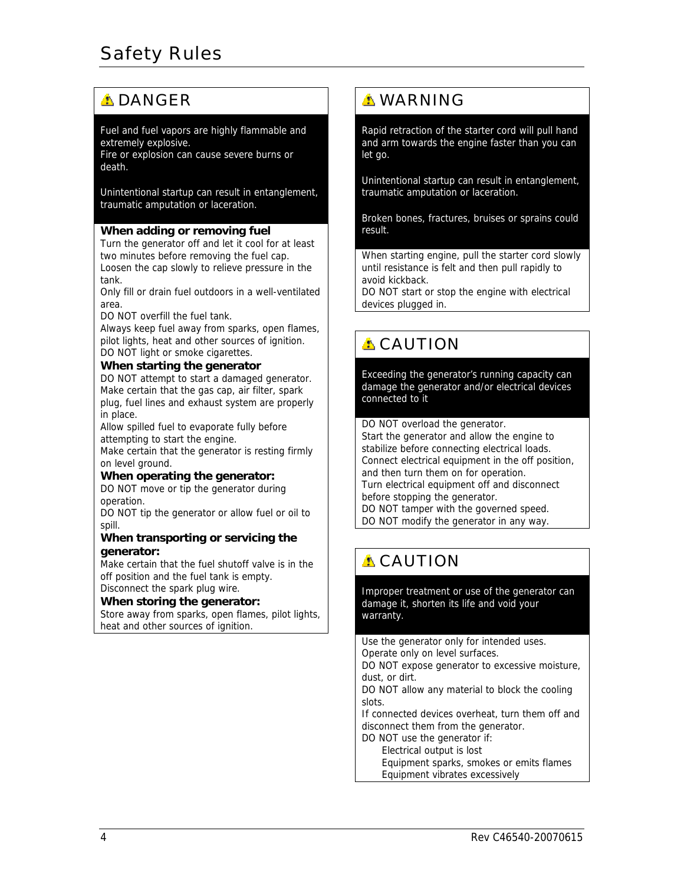# Safety Rules

## ⚠ DANGER

Fuel and fuel vapors are highly flammable and extremely explosive.
Fire or explosion can cause severe burns or death.

Unintentional startup can result in entanglement, traumatic amputation or laceration.

**When adding or removing fuel**

Turn the generator off and let it cool for at least two minutes before removing the fuel cap.
Loosen the cap slowly to relieve pressure in the tank.
Only fill or drain fuel outdoors in a well-ventilated area.
DO NOT overfill the fuel tank.
Always keep fuel away from sparks, open flames, pilot lights, heat and other sources of ignition.
DO NOT light or smoke cigarettes.

**When starting the generator**

DO NOT attempt to start a damaged generator.
Make certain that the gas cap, air filter, spark plug, fuel lines and exhaust system are properly in place.
Allow spilled fuel to evaporate fully before attempting to start the engine.
Make certain that the generator is resting firmly on level ground.

**When operating the generator:**

DO NOT move or tip the generator during operation.
DO NOT tip the generator or allow fuel or oil to spill.

**When transporting or servicing the generator:**

Make certain that the fuel shutoff valve is in the off position and the fuel tank is empty.
Disconnect the spark plug wire.

**When storing the generator:**

Store away from sparks, open flames, pilot lights, heat and other sources of ignition.

## ⚠ WARNING

Rapid retraction of the starter cord will pull hand and arm towards the engine faster than you can let go.

Unintentional startup can result in entanglement, traumatic amputation or laceration.

Broken bones, fractures, bruises or sprains could result.

When starting engine, pull the starter cord slowly until resistance is felt and then pull rapidly to avoid kickback.
DO NOT start or stop the engine with electrical devices plugged in.

## ⚠ CAUTION

Exceeding the generator's running capacity can damage the generator and/or electrical devices connected to it

DO NOT overload the generator.
Start the generator and allow the engine to stabilize before connecting electrical loads.
Connect electrical equipment in the off position, and then turn them on for operation.
Turn electrical equipment off and disconnect before stopping the generator.
DO NOT tamper with the governed speed.
DO NOT modify the generator in any way.

## ⚠ CAUTION

Improper treatment or use of the generator can damage it, shorten its life and void your warranty.

Use the generator only for intended uses.
Operate only on level surfaces.
DO NOT expose generator to excessive moisture, dust, or dirt.
DO NOT allow any material to block the cooling slots.
If connected devices overheat, turn them off and disconnect them from the generator.
DO NOT use the generator if:

- Electrical output is lost
- Equipment sparks, smokes or emits flames
- Equipment vibrates excessively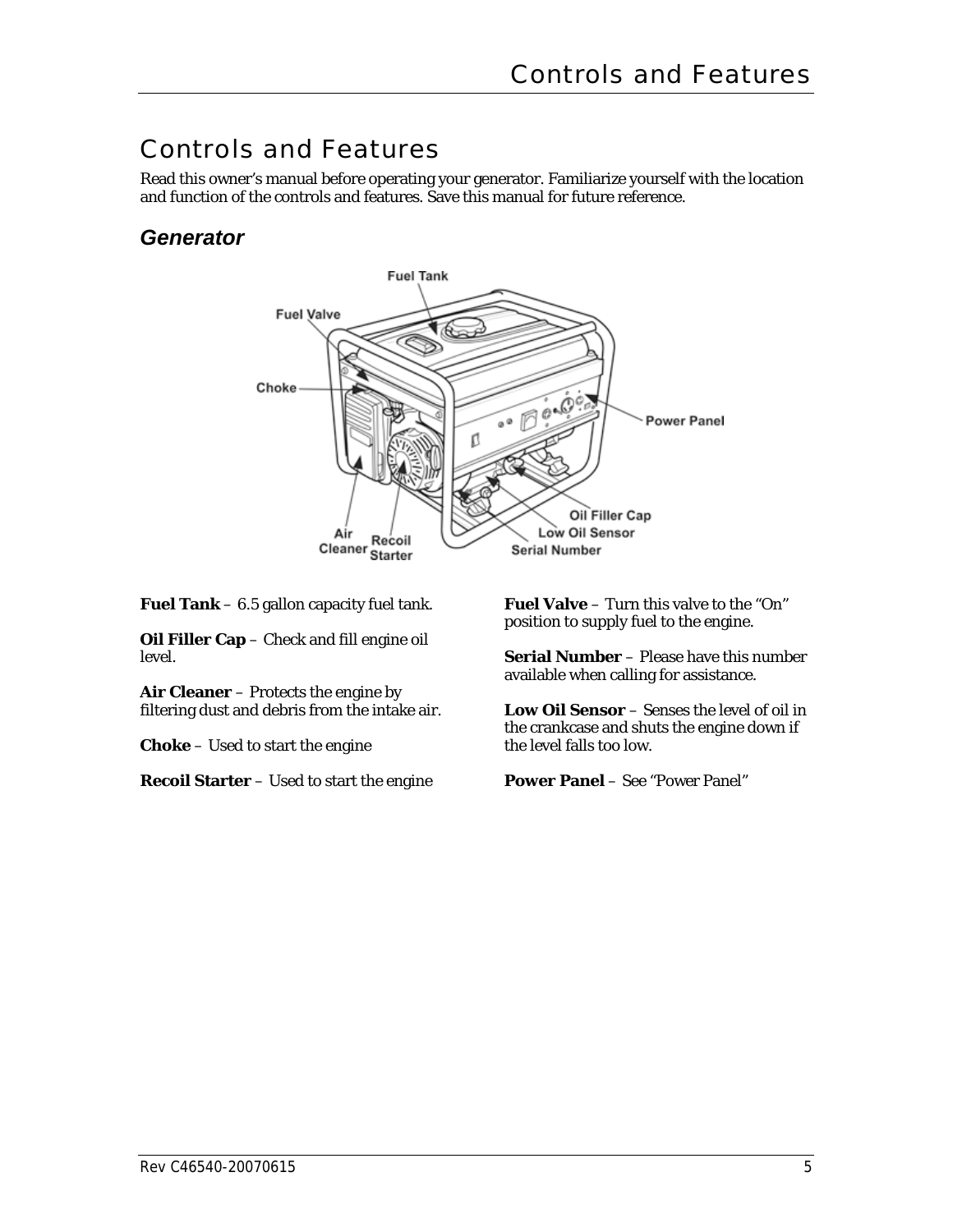# Controls and Features

Read this owner's manual before operating your generator. Familiarize yourself with the location and function of the controls and features. Save this manual for future reference.

## *Generator*

**Fuel Tank** – 6.5 gallon capacity fuel tank.

**Oil Filler Cap** – Check and fill engine oil level.

**Air Cleaner** – Protects the engine by filtering dust and debris from the intake air.

**Choke** – Used to start the engine

**Recoil Starter** – Used to start the engine

**Fuel Valve** – Turn this valve to the "On" position to supply fuel to the engine.

**Serial Number** – Please have this number available when calling for assistance.

**Low Oil Sensor** – Senses the level of oil in the crankcase and shuts the engine down if the level falls too low.

**Power Panel** – See "Power Panel"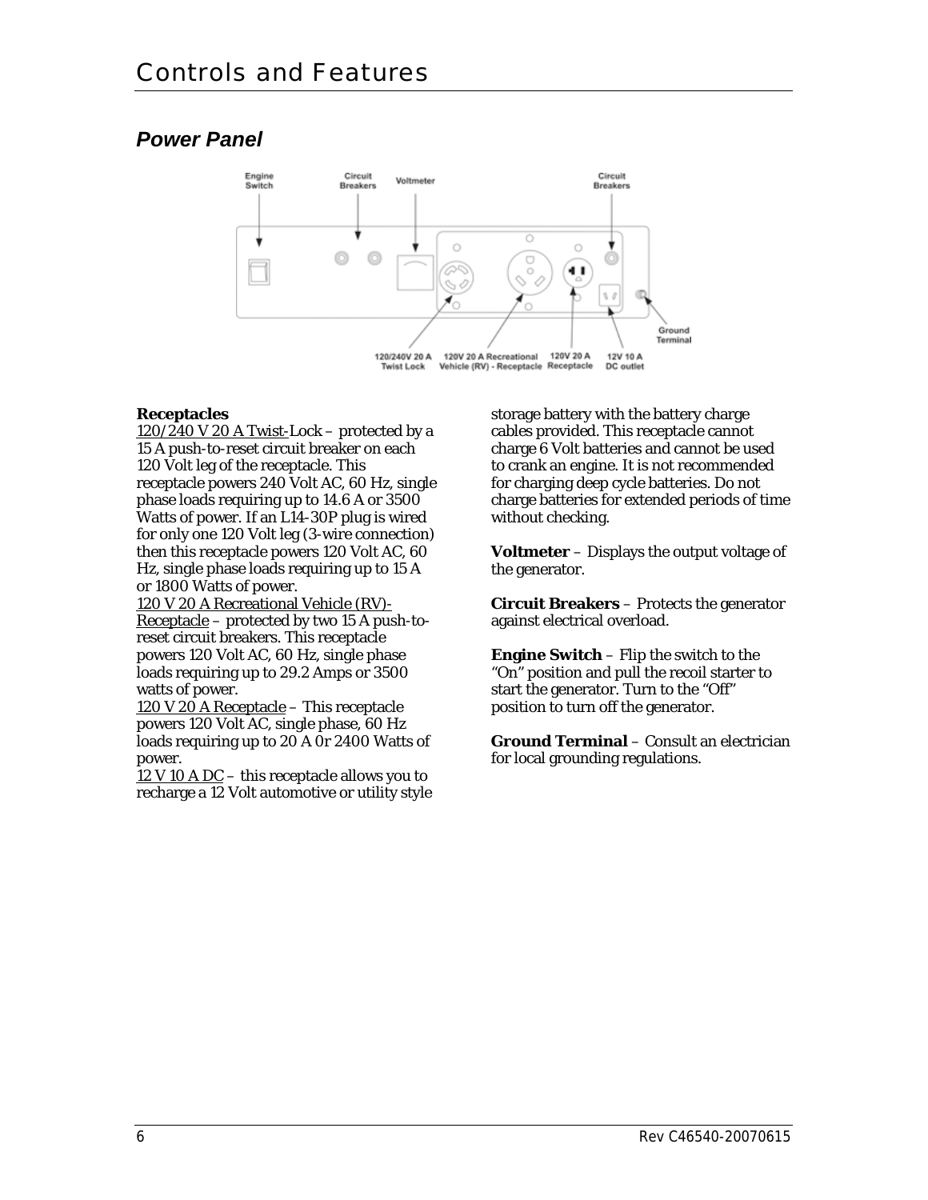# Controls and Features

## *Power Panel*

**Receptacles**

120/240 V 20 A Twist-Lock – protected by a 15 A push-to-reset circuit breaker on each 120 Volt leg of the receptacle. This receptacle powers 240 Volt AC, 60 Hz, single phase loads requiring up to 14.6 A or 3500 Watts of power. If an L14-30P plug is wired for only one 120 Volt leg (3-wire connection) then this receptacle powers 120 Volt AC, 60 Hz, single phase loads requiring up to 15 A or 1800 Watts of power.

120 V 20 A Recreational Vehicle (RV)-Receptacle – protected by two 15 A push-to-reset circuit breakers. This receptacle powers 120 Volt AC, 60 Hz, single phase loads requiring up to 29.2 Amps or 3500 watts of power.

120 V 20 A Receptacle – This receptacle powers 120 Volt AC, single phase, 60 Hz loads requiring up to 20 A 0r 2400 Watts of power.

12 V 10 A DC – this receptacle allows you to recharge a 12 Volt automotive or utility style storage battery with the battery charge cables provided. This receptacle cannot charge 6 Volt batteries and cannot be used to crank an engine. It is not recommended for charging deep cycle batteries. Do not charge batteries for extended periods of time without checking.

**Voltmeter** – Displays the output voltage of the generator.

**Circuit Breakers** – Protects the generator against electrical overload.

**Engine Switch** – Flip the switch to the "On" position and pull the recoil starter to start the generator. Turn to the "Off" position to turn off the generator.

**Ground Terminal** – Consult an electrician for local grounding regulations.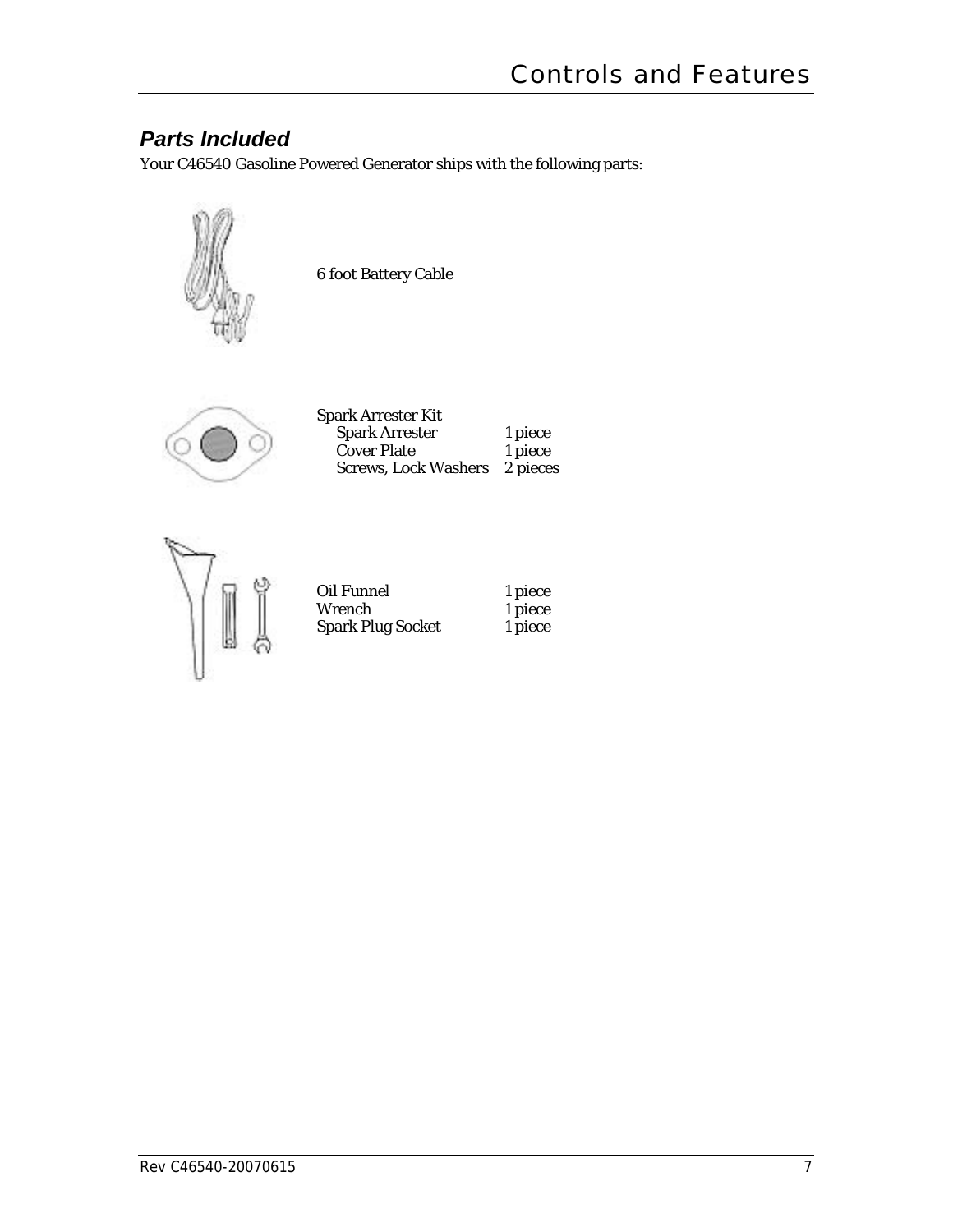## *Parts Included*

Your C46540 Gasoline Powered Generator ships with the following parts:

6 foot Battery Cable

Spark Arrester Kit

| | |
|---|---|
| Spark Arrester | 1 piece |
| Cover Plate | 1 piece |
| Screws, Lock Washers | 2 pieces |

| | |
|---|---|
| Oil Funnel | 1 piece |
| Wrench | 1 piece |
| Spark Plug Socket | 1 piece |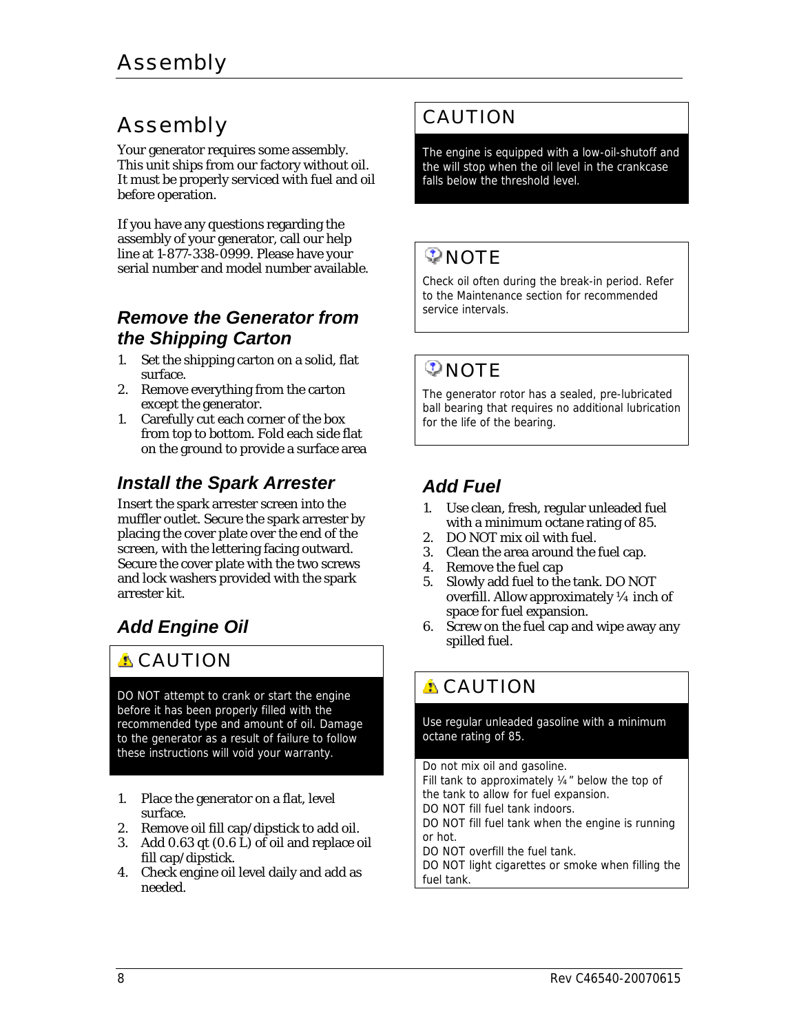# Assembly

Your generator requires some assembly. This unit ships from our factory without oil. It must be properly serviced with fuel and oil before operation.

If you have any questions regarding the assembly of your generator, call our help line at 1-877-338-0999. Please have your serial number and model number available.

### *Remove the Generator from the Shipping Carton*

1. Set the shipping carton on a solid, flat surface.
2. Remove everything from the carton except the generator.
1. Carefully cut each corner of the box from top to bottom. Fold each side flat on the ground to provide a surface area

### *Install the Spark Arrester*

Insert the spark arrester screen into the muffler outlet. Secure the spark arrester by placing the cover plate over the end of the screen, with the lettering facing outward. Secure the cover plate with the two screws and lock washers provided with the spark arrester kit.

### *Add Engine Oil*

> **⚠ CAUTION**
>
> DO NOT attempt to crank or start the engine before it has been properly filled with the recommended type and amount of oil. Damage to the generator as a result of failure to follow these instructions will void your warranty.

1. Place the generator on a flat, level surface.
2. Remove oil fill cap/dipstick to add oil.
3. Add 0.63 qt (0.6 L) of oil and replace oil fill cap/dipstick.
4. Check engine oil level daily and add as needed.

> **CAUTION**
>
> The engine is equipped with a low-oil-shutoff and the will stop when the oil level in the crankcase falls below the threshold level.

> **NOTE**
>
> Check oil often during the break-in period. Refer to the Maintenance section for recommended service intervals.

> **NOTE**
>
> The generator rotor has a sealed, pre-lubricated ball bearing that requires no additional lubrication for the life of the bearing.

### *Add Fuel*

1. Use clean, fresh, regular unleaded fuel with a minimum octane rating of 85.
2. DO NOT mix oil with fuel.
3. Clean the area around the fuel cap.
4. Remove the fuel cap
5. Slowly add fuel to the tank. DO NOT overfill. Allow approximately ¼ inch of space for fuel expansion.
6. Screw on the fuel cap and wipe away any spilled fuel.

> **⚠ CAUTION**
>
> Use regular unleaded gasoline with a minimum octane rating of 85.
>
> Do not mix oil and gasoline.
> Fill tank to approximately ¼" below the top of the tank to allow for fuel expansion.
> DO NOT fill fuel tank indoors.
> DO NOT fill fuel tank when the engine is running or hot.
> DO NOT overfill the fuel tank.
> DO NOT light cigarettes or smoke when filling the fuel tank.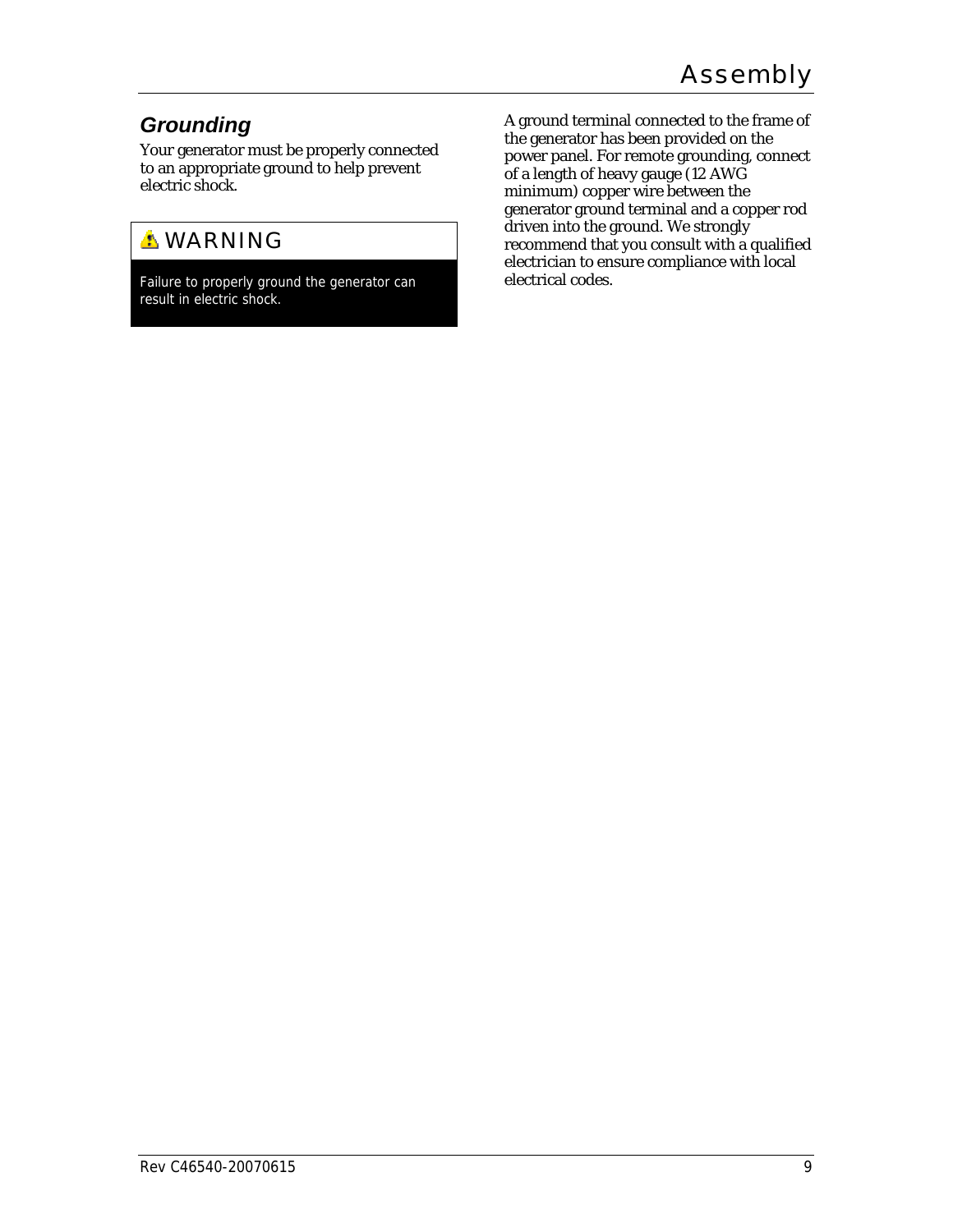## Grounding

Your generator must be properly connected to an appropriate ground to help prevent electric shock.

> **⚠ WARNING**
>
> Failure to properly ground the generator can result in electric shock.

A ground terminal connected to the frame of the generator has been provided on the power panel. For remote grounding, connect of a length of heavy gauge (12 AWG minimum) copper wire between the generator ground terminal and a copper rod driven into the ground. We strongly recommend that you consult with a qualified electrician to ensure compliance with local electrical codes.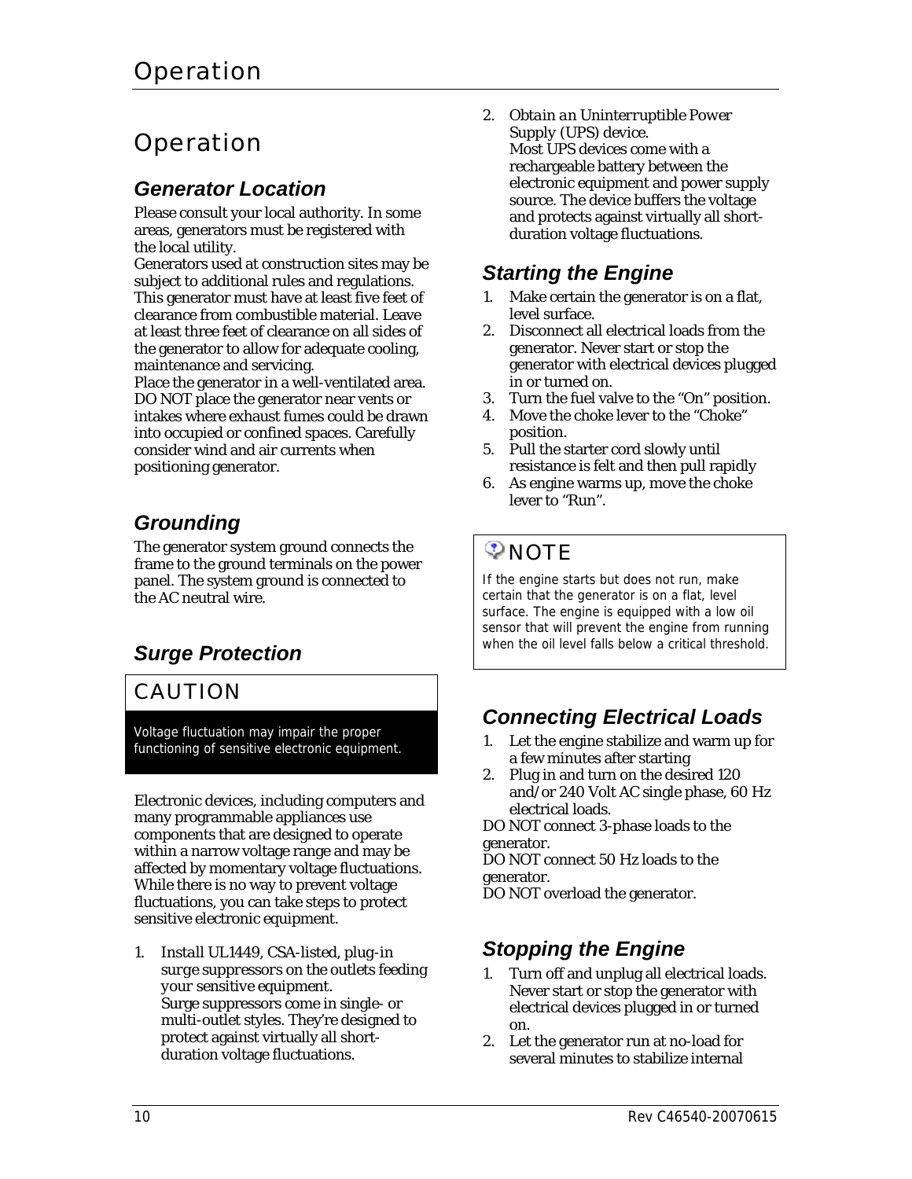# Operation

## Generator Location

Please consult your local authority. In some areas, generators must be registered with the local utility.

Generators used at construction sites may be subject to additional rules and regulations.

This generator must have at least five feet of clearance from combustible material. Leave at least three feet of clearance on all sides of the generator to allow for adequate cooling, maintenance and servicing.

Place the generator in a well-ventilated area. DO NOT place the generator near vents or intakes where exhaust fumes could be drawn into occupied or confined spaces. Carefully consider wind and air currents when positioning generator.

## Grounding

The generator system ground connects the frame to the ground terminals on the power panel. The system ground is connected to the AC neutral wire.

## Surge Protection

**CAUTION**

Voltage fluctuation may impair the proper functioning of sensitive electronic equipment.

Electronic devices, including computers and many programmable appliances use components that are designed to operate within a narrow voltage range and may be affected by momentary voltage fluctuations. While there is no way to prevent voltage fluctuations, you can take steps to protect sensitive electronic equipment.

1. *Install UL1449, CSA-listed, plug-in surge suppressors on the outlets feeding your sensitive equipment.*
   Surge suppressors come in single- or multi-outlet styles. They're designed to protect against virtually all short-duration voltage fluctuations.
2. *Obtain an Uninterruptible Power Supply (UPS) device.*
   Most UPS devices come with a rechargeable battery between the electronic equipment and power supply source. The device buffers the voltage and protects against virtually all short-duration voltage fluctuations.

## Starting the Engine

1. Make certain the generator is on a flat, level surface.
2. Disconnect all electrical loads from the generator. Never start or stop the generator with electrical devices plugged in or turned on.
3. Turn the fuel valve to the "On" position.
4. Move the choke lever to the "Choke" position.
5. Pull the starter cord slowly until resistance is felt and then pull rapidly
6. As engine warms up, move the choke lever to "Run".

**NOTE**

If the engine starts but does not run, make certain that the generator is on a flat, level surface. The engine is equipped with a low oil sensor that will prevent the engine from running when the oil level falls below a critical threshold.

## Connecting Electrical Loads

1. Let the engine stabilize and warm up for a few minutes after starting
2. Plug in and turn on the desired 120 and/or 240 Volt AC single phase, 60 Hz electrical loads.

DO NOT connect 3-phase loads to the generator.

DO NOT connect 50 Hz loads to the generator.

DO NOT overload the generator.

## Stopping the Engine

1. Turn off and unplug all electrical loads. Never start or stop the generator with electrical devices plugged in or turned on.
2. Let the generator run at no-load for several minutes to stabilize internal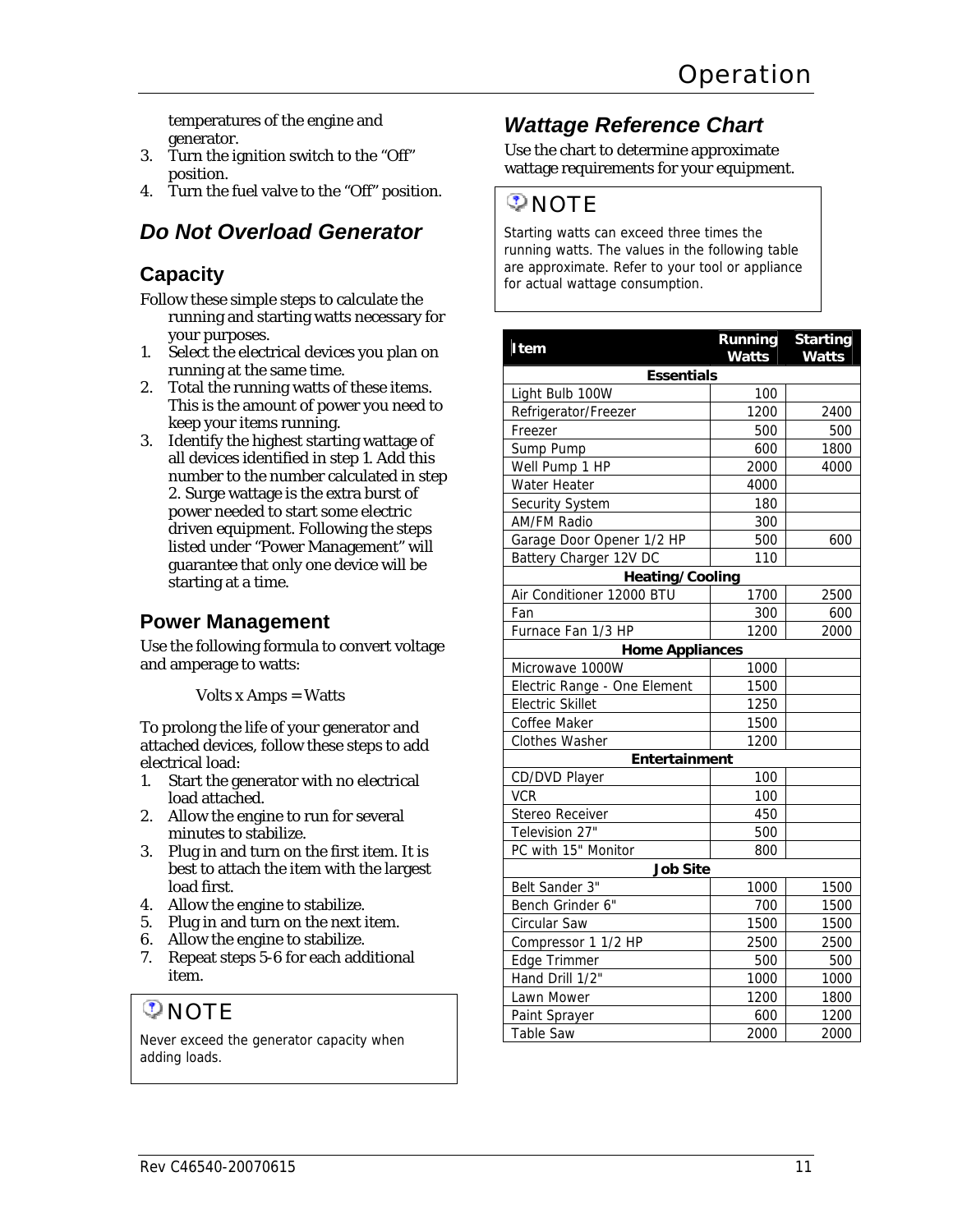temperatures of the engine and generator.

3. Turn the ignition switch to the "Off" position.
4. Turn the fuel valve to the "Off" position.

## Do Not Overload Generator

### Capacity

Follow these simple steps to calculate the running and starting watts necessary for your purposes.

1. Select the electrical devices you plan on running at the same time.
2. Total the running watts of these items. This is the amount of power you need to keep your items running.
3. Identify the highest starting wattage of all devices identified in step 1. Add this number to the number calculated in step 2. Surge wattage is the extra burst of power needed to start some electric driven equipment. Following the steps listed under "Power Management" will guarantee that only one device will be starting at a time.

### Power Management

Use the following formula to convert voltage and amperage to watts:

Volts x Amps = Watts

To prolong the life of your generator and attached devices, follow these steps to add electrical load:

1. Start the generator with no electrical load attached.
2. Allow the engine to run for several minutes to stabilize.
3. Plug in and turn on the first item. It is best to attach the item with the largest load first.
4. Allow the engine to stabilize.
5. Plug in and turn on the next item.
6. Allow the engine to stabilize.
7. Repeat steps 5-6 for each additional item.

> **NOTE**
>
> Never exceed the generator capacity when adding loads.

## Wattage Reference Chart

Use the chart to determine approximate wattage requirements for your equipment.

> **NOTE**
>
> Starting watts can exceed three times the running watts. The values in the following table are approximate. Refer to your tool or appliance for actual wattage consumption.

| Item | Running Watts | Starting Watts |
|---|---|---|
| **Essentials** | | |
| Light Bulb 100W | 100 | |
| Refrigerator/Freezer | 1200 | 2400 |
| Freezer | 500 | 500 |
| Sump Pump | 600 | 1800 |
| Well Pump 1 HP | 2000 | 4000 |
| Water Heater | 4000 | |
| Security System | 180 | |
| AM/FM Radio | 300 | |
| Garage Door Opener 1/2 HP | 500 | 600 |
| Battery Charger 12V DC | 110 | |
| **Heating/Cooling** | | |
| Air Conditioner 12000 BTU | 1700 | 2500 |
| Fan | 300 | 600 |
| Furnace Fan 1/3 HP | 1200 | 2000 |
| **Home Appliances** | | |
| Microwave 1000W | 1000 | |
| Electric Range - One Element | 1500 | |
| Electric Skillet | 1250 | |
| Coffee Maker | 1500 | |
| Clothes Washer | 1200 | |
| **Entertainment** | | |
| CD/DVD Player | 100 | |
| VCR | 100 | |
| Stereo Receiver | 450 | |
| Television 27" | 500 | |
| PC with 15" Monitor | 800 | |
| **Job Site** | | |
| Belt Sander 3" | 1000 | 1500 |
| Bench Grinder 6" | 700 | 1500 |
| Circular Saw | 1500 | 1500 |
| Compressor 1 1/2 HP | 2500 | 2500 |
| Edge Trimmer | 500 | 500 |
| Hand Drill 1/2" | 1000 | 1000 |
| Lawn Mower | 1200 | 1800 |
| Paint Sprayer | 600 | 1200 |
| Table Saw | 2000 | 2000 |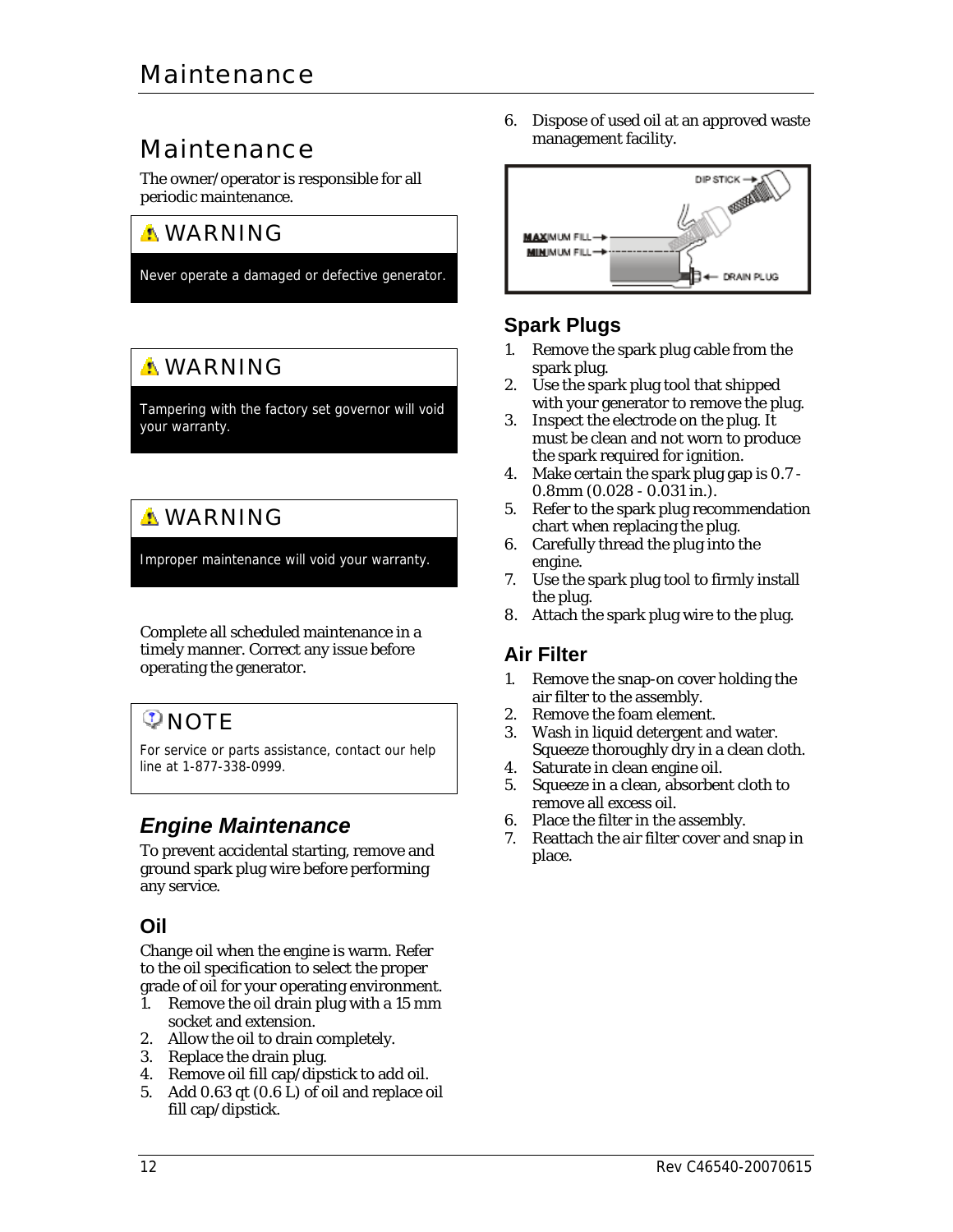# Maintenance

The owner/operator is responsible for all periodic maintenance.

> ⚠ **WARNING**
>
> Never operate a damaged or defective generator.

> ⚠ **WARNING**
>
> Tampering with the factory set governor will void your warranty.

> ⚠ **WARNING**
>
> Improper maintenance will void your warranty.

Complete all scheduled maintenance in a timely manner. Correct any issue before operating the generator.

> **NOTE**
>
> For service or parts assistance, contact our help line at 1-877-338-0999.

## *Engine Maintenance*

To prevent accidental starting, remove and ground spark plug wire before performing any service.

### Oil

Change oil when the engine is warm. Refer to the oil specification to select the proper grade of oil for your operating environment.

1. Remove the oil drain plug with a 15 mm socket and extension.
2. Allow the oil to drain completely.
3. Replace the drain plug.
4. Remove oil fill cap/dipstick to add oil.
5. Add 0.63 qt (0.6 L) of oil and replace oil fill cap/dipstick.
6. Dispose of used oil at an approved waste management facility.

DIP STICK, MAXIMUM FILL, MINIMUM FILL, DRAIN PLUG

### Spark Plugs

1. Remove the spark plug cable from the spark plug.
2. Use the spark plug tool that shipped with your generator to remove the plug.
3. Inspect the electrode on the plug. It must be clean and not worn to produce the spark required for ignition.
4. Make certain the spark plug gap is 0.7 - 0.8mm (0.028 - 0.031 in.).
5. Refer to the spark plug recommendation chart when replacing the plug.
6. Carefully thread the plug into the engine.
7. Use the spark plug tool to firmly install the plug.
8. Attach the spark plug wire to the plug.

### Air Filter

1. Remove the snap-on cover holding the air filter to the assembly.
2. Remove the foam element.
3. Wash in liquid detergent and water. Squeeze thoroughly dry in a clean cloth.
4. Saturate in clean engine oil.
5. Squeeze in a clean, absorbent cloth to remove all excess oil.
6. Place the filter in the assembly.
7. Reattach the air filter cover and snap in place.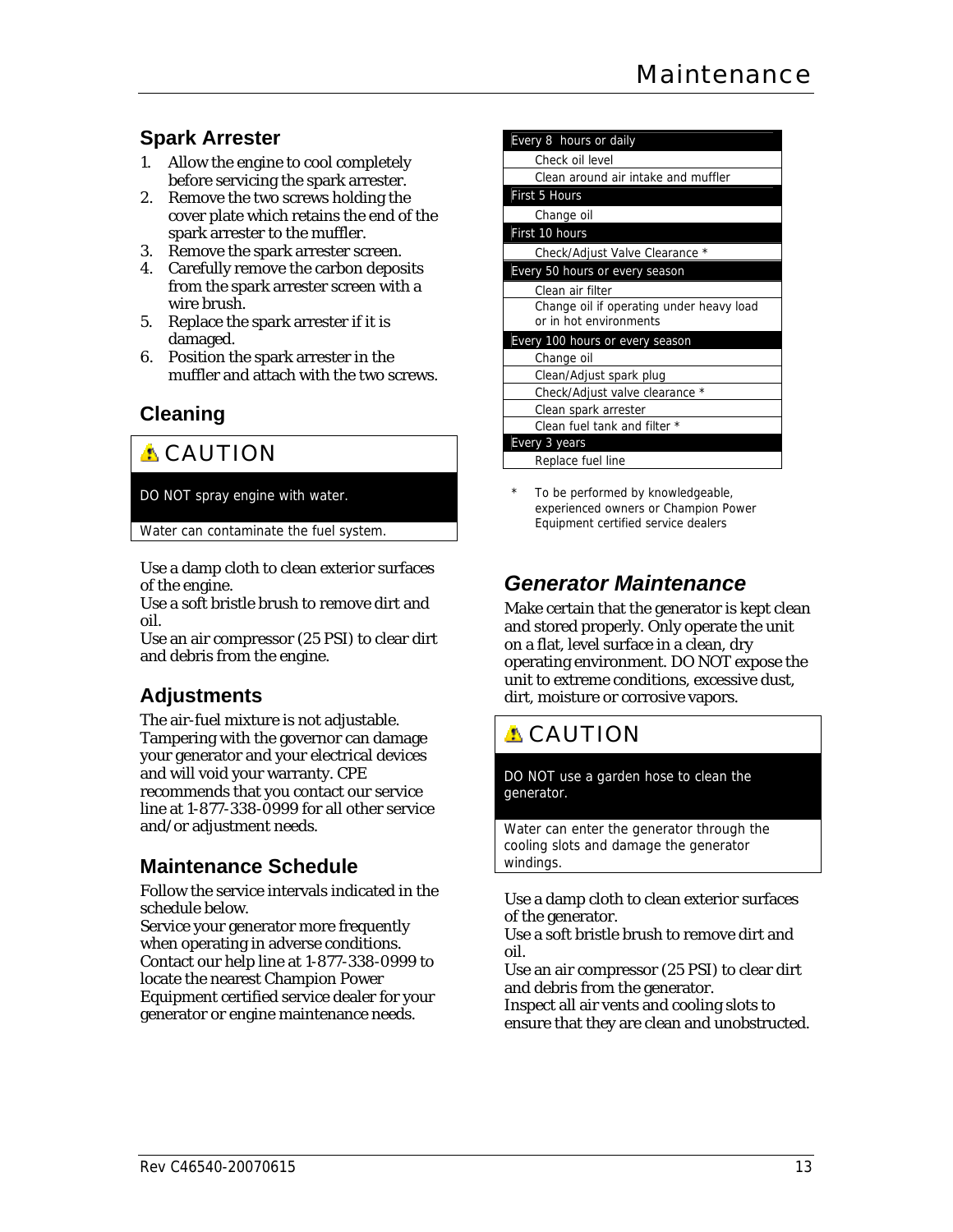## Spark Arrester

1. Allow the engine to cool completely before servicing the spark arrester.
2. Remove the two screws holding the cover plate which retains the end of the spark arrester to the muffler.
3. Remove the spark arrester screen.
4. Carefully remove the carbon deposits from the spark arrester screen with a wire brush.
5. Replace the spark arrester if it is damaged.
6. Position the spark arrester in the muffler and attach with the two screws.

## Cleaning

**⚠ CAUTION**

**DO NOT spray engine with water.**

Water can contaminate the fuel system.

Use a damp cloth to clean exterior surfaces of the engine.
Use a soft bristle brush to remove dirt and oil.
Use an air compressor (25 PSI) to clear dirt and debris from the engine.

## Adjustments

The air-fuel mixture is not adjustable. Tampering with the governor can damage your generator and your electrical devices and will void your warranty. CPE recommends that you contact our service line at 1-877-338-0999 for all other service and/or adjustment needs.

## Maintenance Schedule

Follow the service intervals indicated in the schedule below.
Service your generator more frequently when operating in adverse conditions. Contact our help line at 1-877-338-0999 to locate the nearest Champion Power Equipment certified service dealer for your generator or engine maintenance needs.

| Every 8 hours or daily |
|---|
| Check oil level |
| Clean around air intake and muffler |
| **First 5 Hours** |
| Change oil |
| **First 10 hours** |
| Check/Adjust Valve Clearance * |
| **Every 50 hours or every season** |
| Clean air filter |
| Change oil if operating under heavy load or in hot environments |
| **Every 100 hours or every season** |
| Change oil |
| Clean/Adjust spark plug |
| Check/Adjust valve clearance * |
| Clean spark arrester |
| Clean fuel tank and filter * |
| **Every 3 years** |
| Replace fuel line |

\* To be performed by knowledgeable, experienced owners or Champion Power Equipment certified service dealers

## *Generator Maintenance*

Make certain that the generator is kept clean and stored properly. Only operate the unit on a flat, level surface in a clean, dry operating environment. DO NOT expose the unit to extreme conditions, excessive dust, dirt, moisture or corrosive vapors.

**⚠ CAUTION**

**DO NOT use a garden hose to clean the generator.**

Water can enter the generator through the cooling slots and damage the generator windings.

Use a damp cloth to clean exterior surfaces of the generator.
Use a soft bristle brush to remove dirt and oil.
Use an air compressor (25 PSI) to clear dirt and debris from the generator.
Inspect all air vents and cooling slots to ensure that they are clean and unobstructed.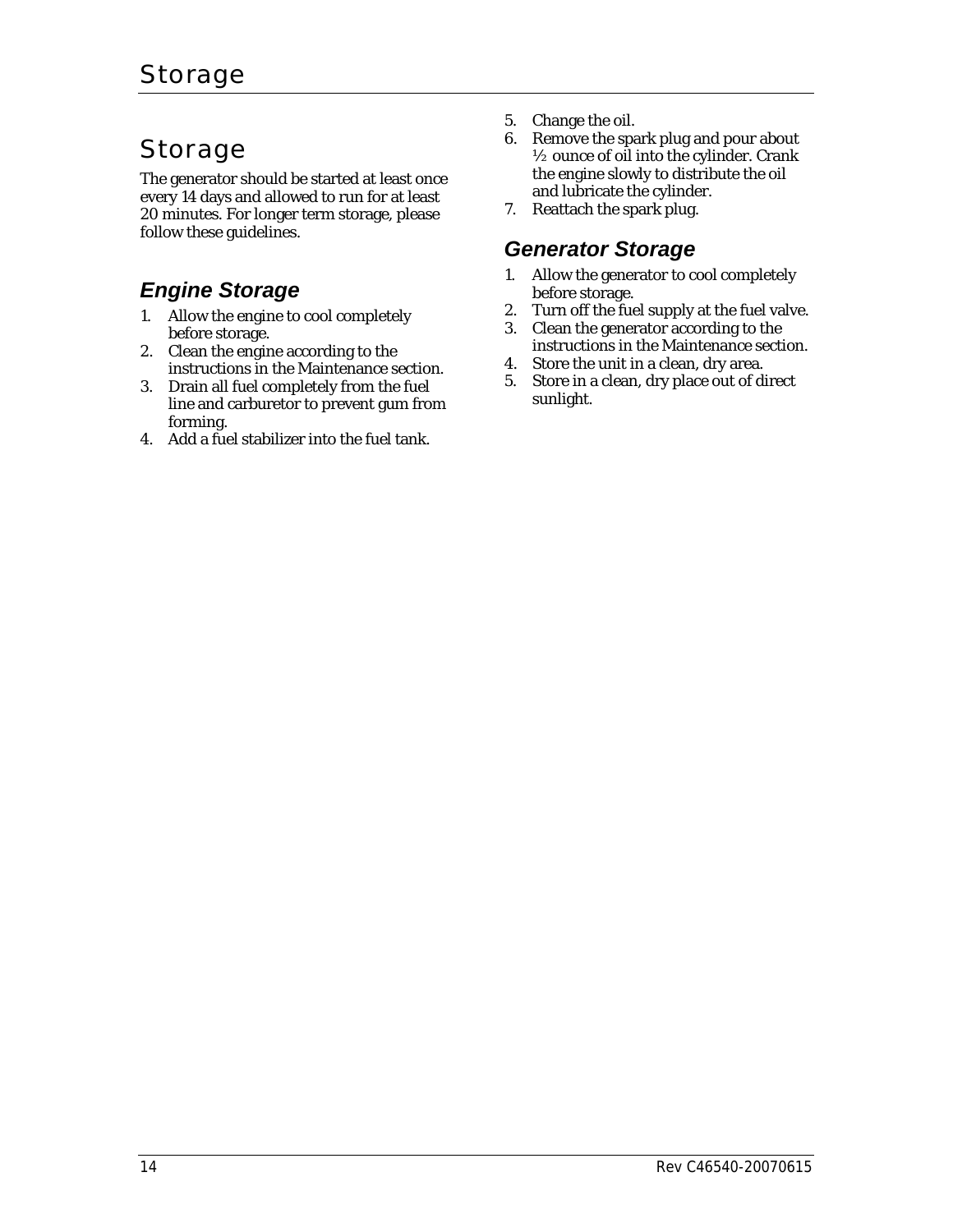# Storage

The generator should be started at least once every 14 days and allowed to run for at least 20 minutes. For longer term storage, please follow these guidelines.

## *Engine Storage*

1. Allow the engine to cool completely before storage.
2. Clean the engine according to the instructions in the Maintenance section.
3. Drain all fuel completely from the fuel line and carburetor to prevent gum from forming.
4. Add a fuel stabilizer into the fuel tank.
5. Change the oil.
6. Remove the spark plug and pour about ½ ounce of oil into the cylinder. Crank the engine slowly to distribute the oil and lubricate the cylinder.
7. Reattach the spark plug.

## *Generator Storage*

1. Allow the generator to cool completely before storage.
2. Turn off the fuel supply at the fuel valve.
3. Clean the generator according to the instructions in the Maintenance section.
4. Store the unit in a clean, dry area.
5. Store in a clean, dry place out of direct sunlight.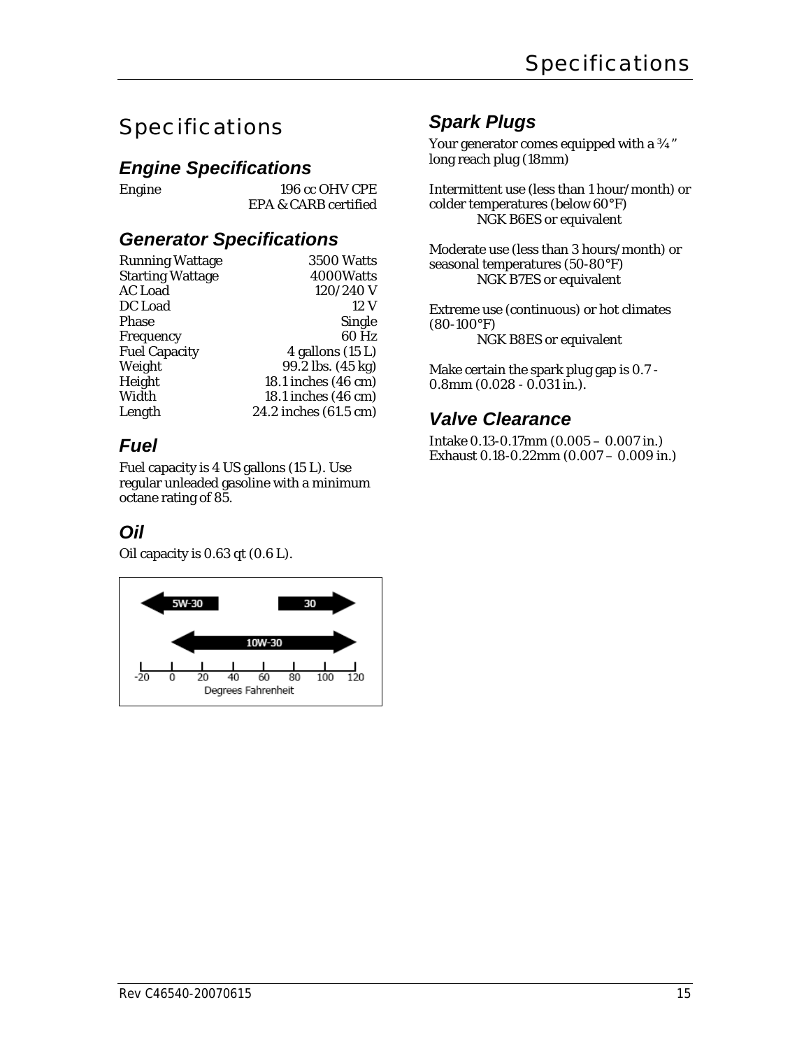# Specifications

## Engine Specifications

| | |
|---|---|
| Engine | 196 cc OHV CPE<br>EPA & CARB certified |

## Generator Specifications

| | |
|---|---|
| Running Wattage | 3500 Watts |
| Starting Wattage | 4000Watts |
| AC Load | 120/240 V |
| DC Load | 12 V |
| Phase | Single |
| Frequency | 60 Hz |
| Fuel Capacity | 4 gallons (15 L) |
| Weight | 99.2 lbs. (45 kg) |
| Height | 18.1 inches (46 cm) |
| Width | 18.1 inches (46 cm) |
| Length | 24.2 inches (61.5 cm) |

## Fuel

Fuel capacity is 4 US gallons (15 L). Use regular unleaded gasoline with a minimum octane rating of 85.

## Oil

Oil capacity is 0.63 qt (0.6 L).

5W-30 | 30 | 10W-30

-20 0 20 40 60 80 100 120

Degrees Fahrenheit

## Spark Plugs

Your generator comes equipped with a ¾" long reach plug (18mm)

Intermittent use (less than 1 hour/month) or colder temperatures (below 60°F)
 NGK B6ES or equivalent

Moderate use (less than 3 hours/month) or seasonal temperatures (50-80°F)
 NGK B7ES or equivalent

Extreme use (continuous) or hot climates (80-100°F)
 NGK B8ES or equivalent

Make certain the spark plug gap is 0.7 - 0.8mm (0.028 - 0.031 in.).

## Valve Clearance

Intake 0.13-0.17mm (0.005 – 0.007 in.)
Exhaust 0.18-0.22mm (0.007 – 0.009 in.)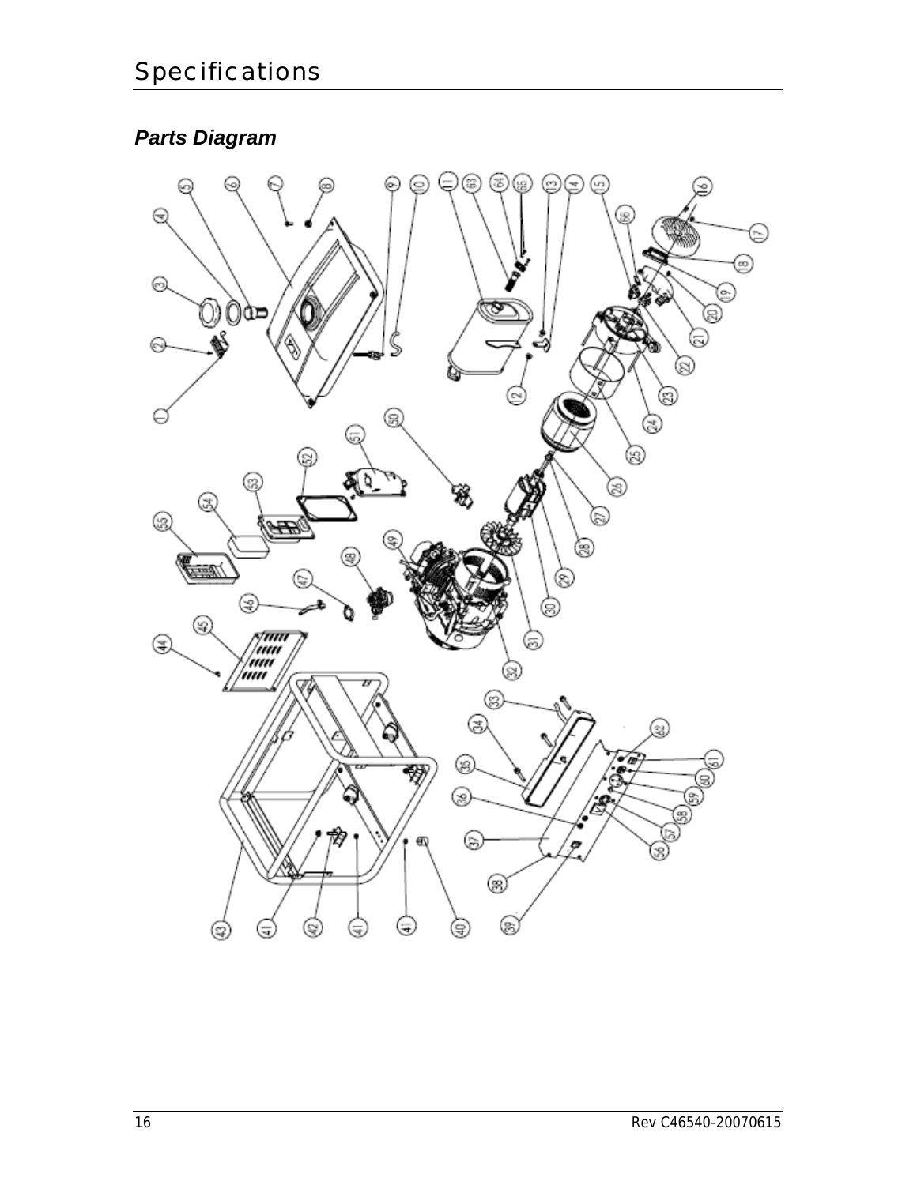# Specifications

## *Parts Diagram*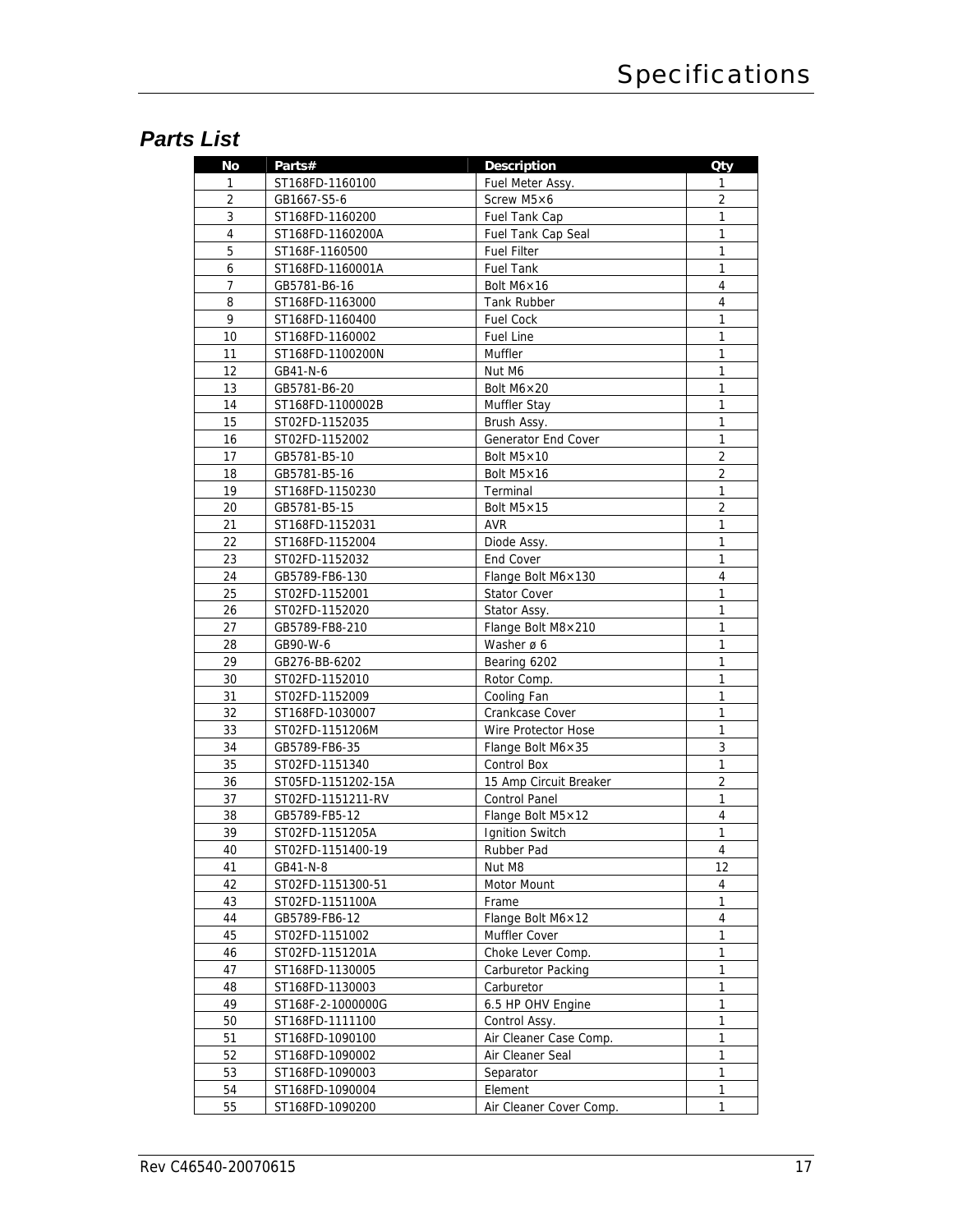## Parts List

| No | Parts# | Description | Qty |
|---|---|---|---|
| 1 | ST168FD-1160100 | Fuel Meter Assy. | 1 |
| 2 | GB1667-S5-6 | Screw M5×6 | 2 |
| 3 | ST168FD-1160200 | Fuel Tank Cap | 1 |
| 4 | ST168FD-1160200A | Fuel Tank Cap Seal | 1 |
| 5 | ST168F-1160500 | Fuel Filter | 1 |
| 6 | ST168FD-1160001A | Fuel Tank | 1 |
| 7 | GB5781-B6-16 | Bolt M6×16 | 4 |
| 8 | ST168FD-1163000 | Tank Rubber | 4 |
| 9 | ST168FD-1160400 | Fuel Cock | 1 |
| 10 | ST168FD-1160002 | Fuel Line | 1 |
| 11 | ST168FD-1100200N | Muffler | 1 |
| 12 | GB41-N-6 | Nut M6 | 1 |
| 13 | GB5781-B6-20 | Bolt M6×20 | 1 |
| 14 | ST168FD-1100002B | Muffler Stay | 1 |
| 15 | ST02FD-1152035 | Brush Assy. | 1 |
| 16 | ST02FD-1152002 | Generator End Cover | 1 |
| 17 | GB5781-B5-10 | Bolt M5×10 | 2 |
| 18 | GB5781-B5-16 | Bolt M5×16 | 2 |
| 19 | ST168FD-1150230 | Terminal | 1 |
| 20 | GB5781-B5-15 | Bolt M5×15 | 2 |
| 21 | ST168FD-1152031 | AVR | 1 |
| 22 | ST168FD-1152004 | Diode Assy. | 1 |
| 23 | ST02FD-1152032 | End Cover | 1 |
| 24 | GB5789-FB6-130 | Flange Bolt M6×130 | 4 |
| 25 | ST02FD-1152001 | Stator Cover | 1 |
| 26 | ST02FD-1152020 | Stator Assy. | 1 |
| 27 | GB5789-FB8-210 | Flange Bolt M8×210 | 1 |
| 28 | GB90-W-6 | Washer ø 6 | 1 |
| 29 | GB276-BB-6202 | Bearing 6202 | 1 |
| 30 | ST02FD-1152010 | Rotor Comp. | 1 |
| 31 | ST02FD-1152009 | Cooling Fan | 1 |
| 32 | ST168FD-1030007 | Crankcase Cover | 1 |
| 33 | ST02FD-1151206M | Wire Protector Hose | 1 |
| 34 | GB5789-FB6-35 | Flange Bolt M6×35 | 3 |
| 35 | ST02FD-1151340 | Control Box | 1 |
| 36 | ST05FD-1151202-15A | 15 Amp Circuit Breaker | 2 |
| 37 | ST02FD-1151211-RV | Control Panel | 1 |
| 38 | GB5789-FB5-12 | Flange Bolt M5×12 | 4 |
| 39 | ST02FD-1151205A | Ignition Switch | 1 |
| 40 | ST02FD-1151400-19 | Rubber Pad | 4 |
| 41 | GB41-N-8 | Nut M8 | 12 |
| 42 | ST02FD-1151300-51 | Motor Mount | 4 |
| 43 | ST02FD-1151100A | Frame | 1 |
| 44 | GB5789-FB6-12 | Flange Bolt M6×12 | 4 |
| 45 | ST02FD-1151002 | Muffler Cover | 1 |
| 46 | ST02FD-1151201A | Choke Lever Comp. | 1 |
| 47 | ST168FD-1130005 | Carburetor Packing | 1 |
| 48 | ST168FD-1130003 | Carburetor | 1 |
| 49 | ST168F-2-1000000G | 6.5 HP OHV Engine | 1 |
| 50 | ST168FD-1111100 | Control Assy. | 1 |
| 51 | ST168FD-1090100 | Air Cleaner Case Comp. | 1 |
| 52 | ST168FD-1090002 | Air Cleaner Seal | 1 |
| 53 | ST168FD-1090003 | Separator | 1 |
| 54 | ST168FD-1090004 | Element | 1 |
| 55 | ST168FD-1090200 | Air Cleaner Cover Comp. | 1 |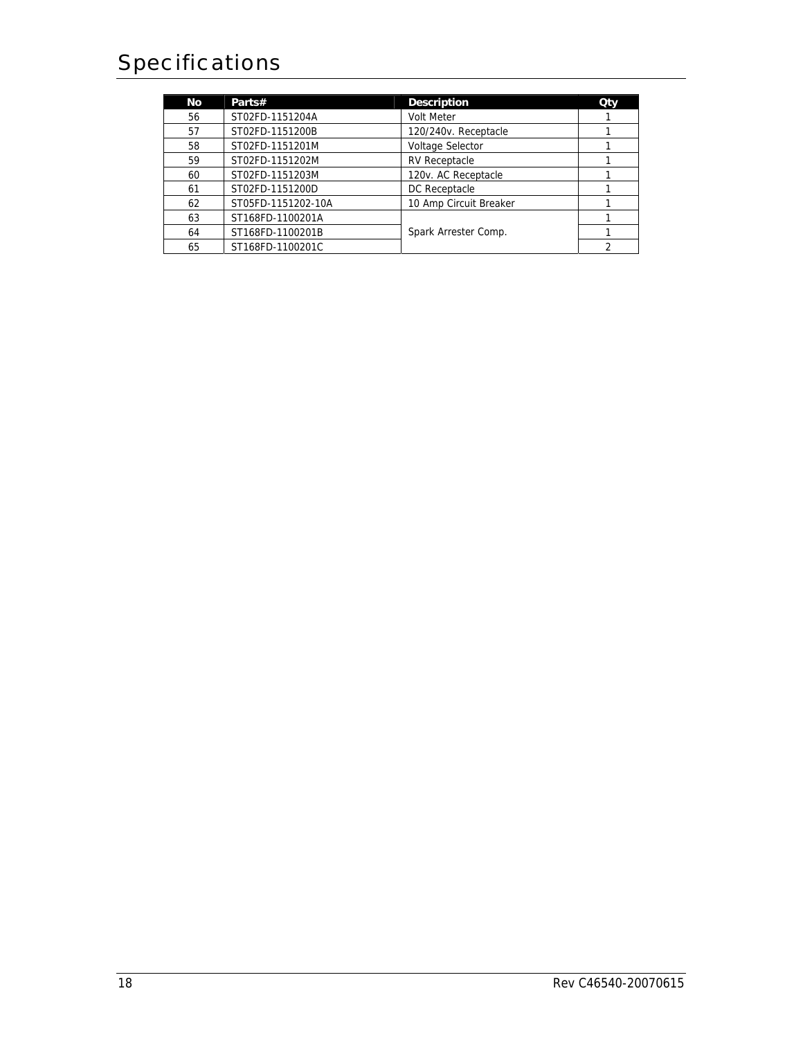# Specifications

| No | Parts# | Description | Qty |
|---|---|---|---|
| 56 | ST02FD-1151204A | Volt Meter | 1 |
| 57 | ST02FD-1151200B | 120/240v. Receptacle | 1 |
| 58 | ST02FD-1151201M | Voltage Selector | 1 |
| 59 | ST02FD-1151202M | RV Receptacle | 1 |
| 60 | ST02FD-1151203M | 120v. AC Receptacle | 1 |
| 61 | ST02FD-1151200D | DC Receptacle | 1 |
| 62 | ST05FD-1151202-10A | 10 Amp Circuit Breaker | 1 |
| 63 | ST168FD-1100201A | Spark Arrester Comp. | 1 |
| 64 | ST168FD-1100201B | | 1 |
| 65 | ST168FD-1100201C | | 2 |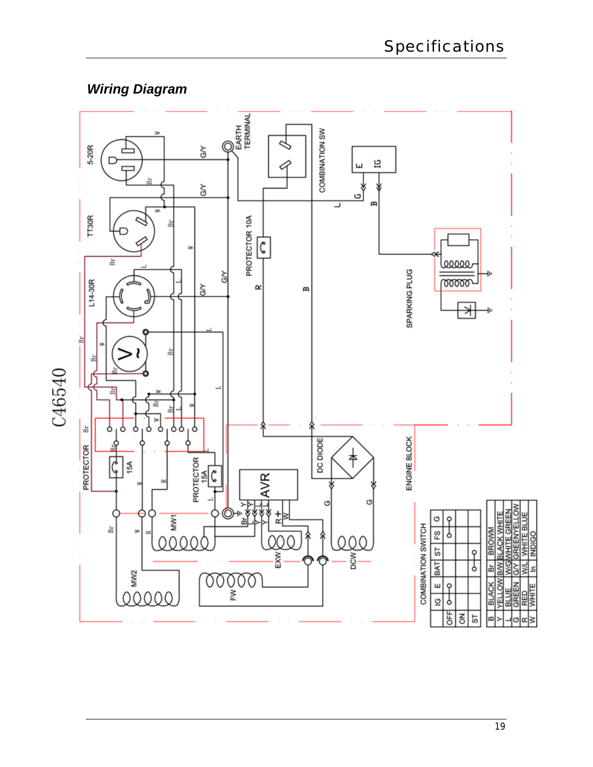## *Wiring Diagram*

C46540

5-20R

TT30R

L14-30R

EARTH TERMINAL

COMBINATION SW

PROTECTOR 10A

SPARKING PLUG

PROTECTOR 15A

PROTECTOR 15A

AVR

DC DIODE

ENGINE BLOCK

MW1

MW2

EXW

DCW

FW

COMBINATION SWITCH

| | IG | E | BAT | ST | FS | G |
|---|---|---|---|---|---|---|
| OFF | o—o | | | | o—o | |
| ON | | | | | | |
| ST | | | o—o | | | |

| | | | |
|---|---|---|---|
| B | BLACK | Br | BROWM |
| Y | YELLOW | B/W | BLACK WHITE |
| L | BLUE | W/G | WHITE GREEN |
| G | GREEN | G/Y | GREENYELLOW |
| R | RED | W/L | WHITE BLUE |
| W | WHITE | In | INDIGO |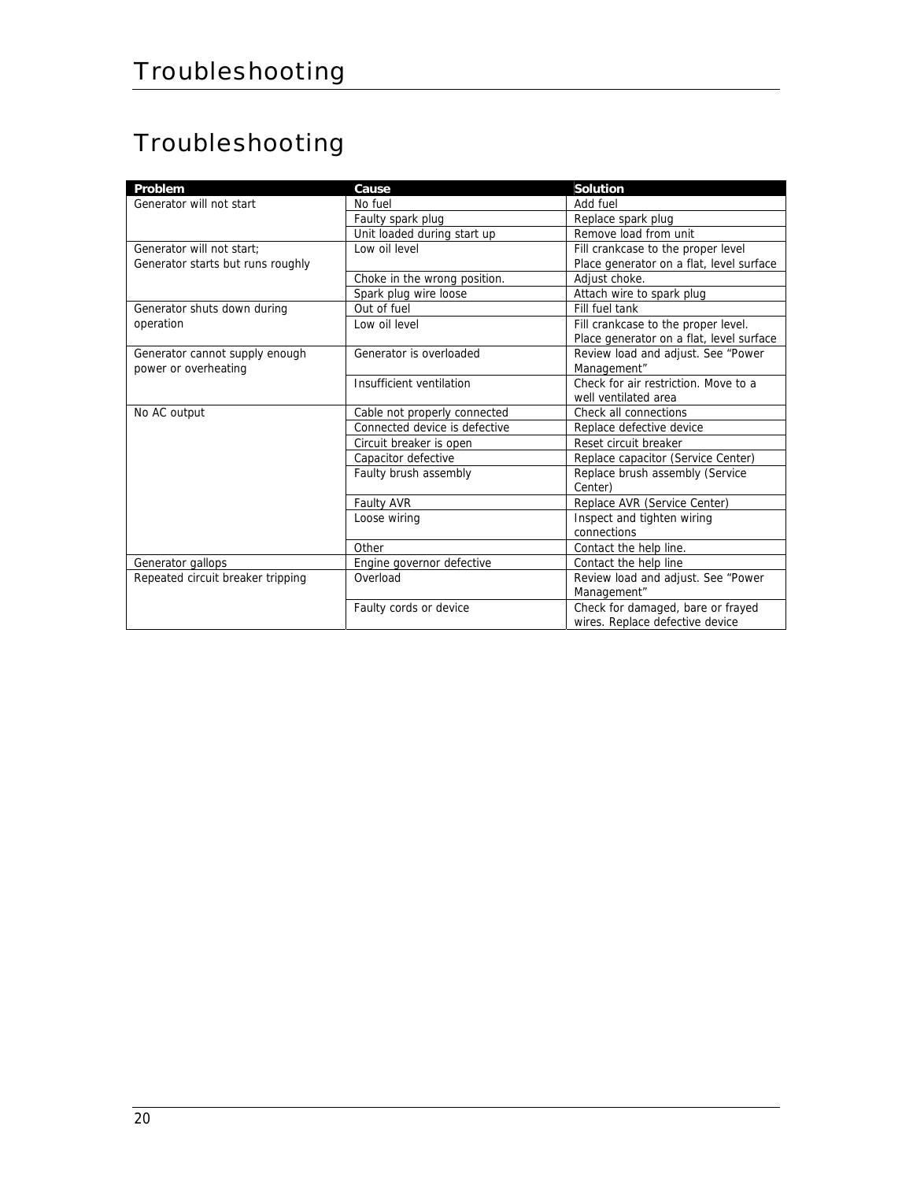# Troubleshooting

| Problem | Cause | Solution |
| --- | --- | --- |
| Generator will not start | No fuel | Add fuel |
| | Faulty spark plug | Replace spark plug |
| | Unit loaded during start up | Remove load from unit |
| Generator will not start; Generator starts but runs roughly | Low oil level | Fill crankcase to the proper level Place generator on a flat, level surface |
| | Choke in the wrong position. | Adjust choke. |
| | Spark plug wire loose | Attach wire to spark plug |
| Generator shuts down during operation | Out of fuel | Fill fuel tank |
| | Low oil level | Fill crankcase to the proper level. Place generator on a flat, level surface |
| Generator cannot supply enough power or overheating | Generator is overloaded | Review load and adjust. See "Power Management" |
| | Insufficient ventilation | Check for air restriction. Move to a well ventilated area |
| No AC output | Cable not properly connected | Check all connections |
| | Connected device is defective | Replace defective device |
| | Circuit breaker is open | Reset circuit breaker |
| | Capacitor defective | Replace capacitor (Service Center) |
| | Faulty brush assembly | Replace brush assembly (Service Center) |
| | Faulty AVR | Replace AVR (Service Center) |
| | Loose wiring | Inspect and tighten wiring connections |
| | Other | Contact the help line. |
| Generator gallops | Engine governor defective | Contact the help line |
| Repeated circuit breaker tripping | Overload | Review load and adjust. See "Power Management" |
| | Faulty cords or device | Check for damaged, bare or frayed wires. Replace defective device |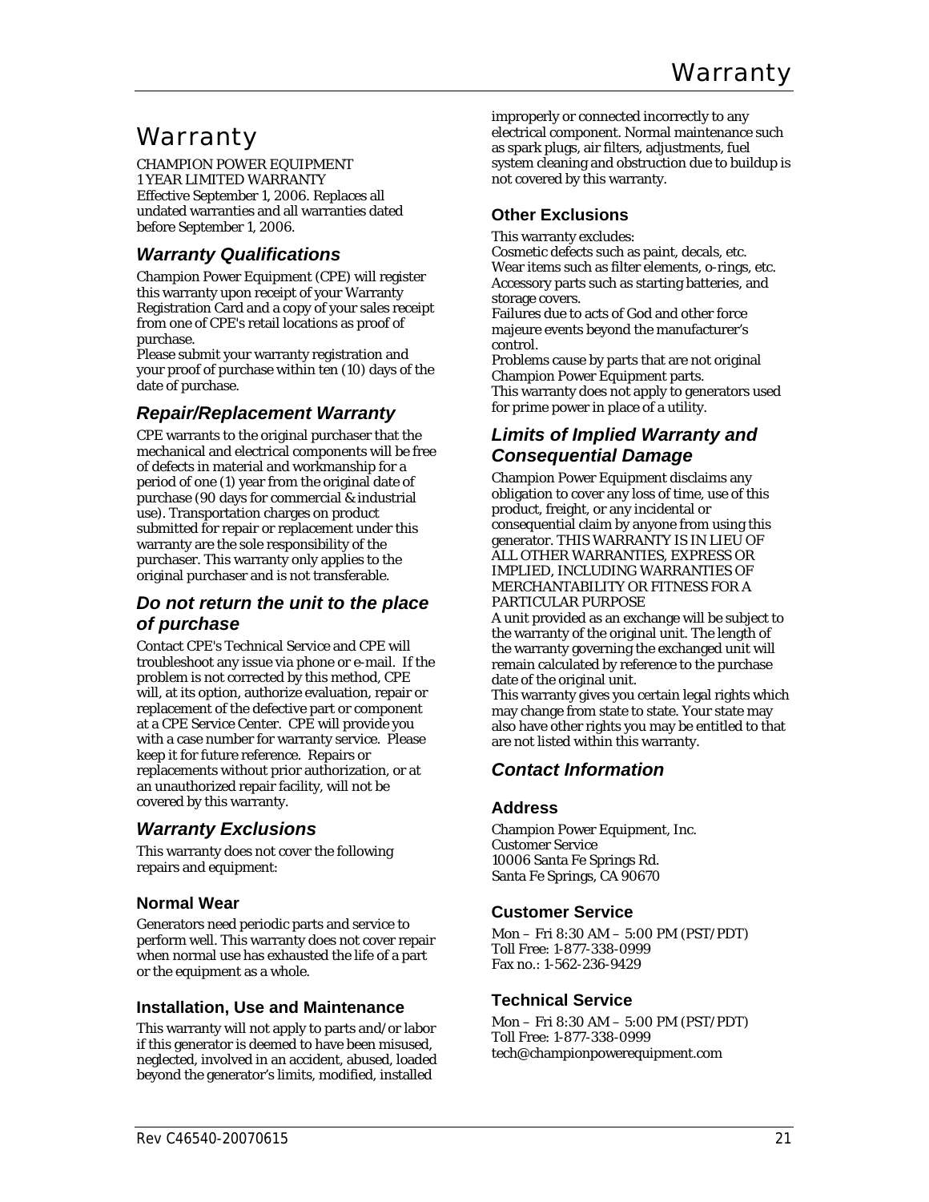# Warranty

CHAMPION POWER EQUIPMENT
1 YEAR LIMITED WARRANTY
Effective September 1, 2006. Replaces all undated warranties and all warranties dated before September 1, 2006.

## *Warranty Qualifications*

Champion Power Equipment (CPE) will register this warranty upon receipt of your Warranty Registration Card and a copy of your sales receipt from one of CPE's retail locations as proof of purchase.
Please submit your warranty registration and your proof of purchase within ten (10) days of the date of purchase.

## *Repair/Replacement Warranty*

CPE warrants to the original purchaser that the mechanical and electrical components will be free of defects in material and workmanship for a period of one (1) year from the original date of purchase (90 days for commercial & industrial use). Transportation charges on product submitted for repair or replacement under this warranty are the sole responsibility of the purchaser. This warranty only applies to the original purchaser and is not transferable.

## *Do not return the unit to the place of purchase*

Contact CPE's Technical Service and CPE will troubleshoot any issue via phone or e-mail. If the problem is not corrected by this method, CPE will, at its option, authorize evaluation, repair or replacement of the defective part or component at a CPE Service Center. CPE will provide you with a case number for warranty service. Please keep it for future reference. Repairs or replacements without prior authorization, or at an unauthorized repair facility, will not be covered by this warranty.

## *Warranty Exclusions*

This warranty does not cover the following repairs and equipment:

### Normal Wear

Generators need periodic parts and service to perform well. This warranty does not cover repair when normal use has exhausted the life of a part or the equipment as a whole.

### Installation, Use and Maintenance

This warranty will not apply to parts and/or labor if this generator is deemed to have been misused, neglected, involved in an accident, abused, loaded beyond the generator's limits, modified, installed improperly or connected incorrectly to any electrical component. Normal maintenance such as spark plugs, air filters, adjustments, fuel system cleaning and obstruction due to buildup is not covered by this warranty.

### Other Exclusions

This warranty excludes:
Cosmetic defects such as paint, decals, etc.
Wear items such as filter elements, o-rings, etc.
Accessory parts such as starting batteries, and storage covers.
Failures due to acts of God and other force majeure events beyond the manufacturer's control.
Problems cause by parts that are not original Champion Power Equipment parts.
This warranty does not apply to generators used for prime power in place of a utility.

## *Limits of Implied Warranty and Consequential Damage*

Champion Power Equipment disclaims any obligation to cover any loss of time, use of this product, freight, or any incidental or consequential claim by anyone from using this generator. THIS WARRANTY IS IN LIEU OF ALL OTHER WARRANTIES, EXPRESS OR IMPLIED, INCLUDING WARRANTIES OF MERCHANTABILITY OR FITNESS FOR A PARTICULAR PURPOSE
A unit provided as an exchange will be subject to the warranty of the original unit. The length of the warranty governing the exchanged unit will remain calculated by reference to the purchase date of the original unit.
This warranty gives you certain legal rights which may change from state to state. Your state may also have other rights you may be entitled to that are not listed within this warranty.

## *Contact Information*

### Address

Champion Power Equipment, Inc.
Customer Service
10006 Santa Fe Springs Rd.
Santa Fe Springs, CA 90670

### Customer Service

Mon – Fri 8:30 AM – 5:00 PM (PST/PDT)
Toll Free: 1-877-338-0999
Fax no.: 1-562-236-9429

### Technical Service

Mon – Fri 8:30 AM – 5:00 PM (PST/PDT)
Toll Free: 1-877-338-0999
tech@championpowerequipment.com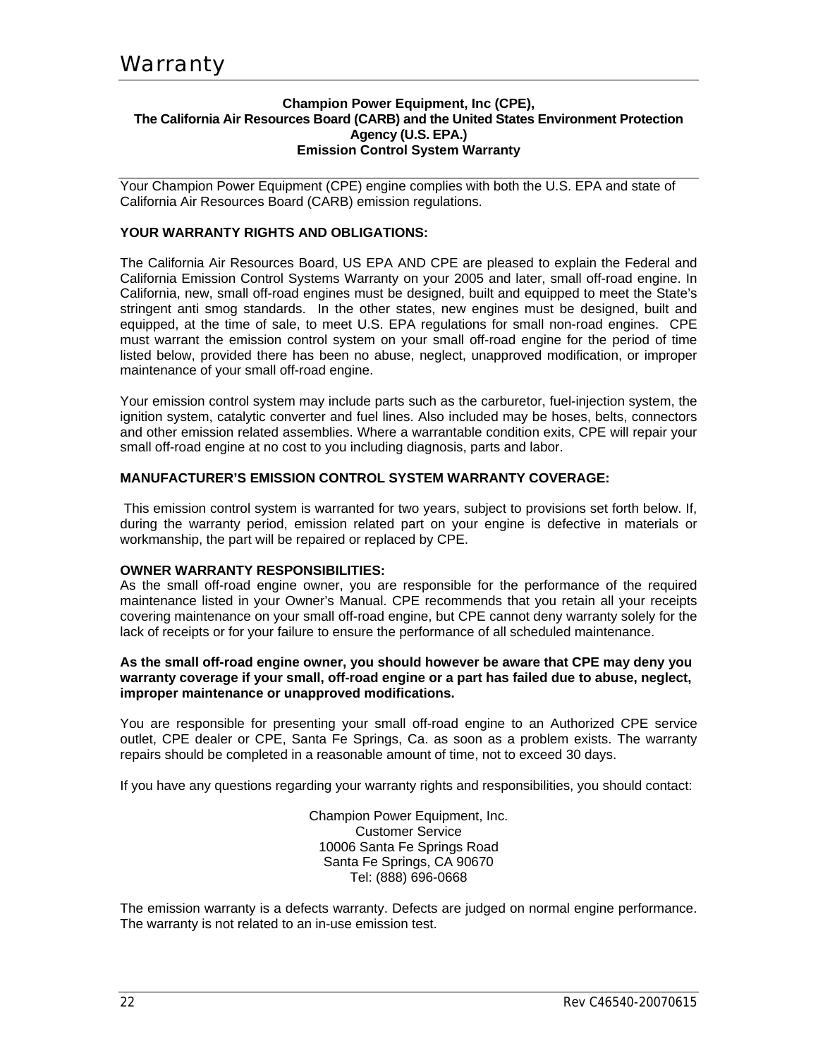# Warranty

**Champion Power Equipment, Inc (CPE),**
**The California Air Resources Board (CARB) and the United States Environment Protection Agency (U.S. EPA.)**
**Emission Control System Warranty**

Your Champion Power Equipment (CPE) engine complies with both the U.S. EPA and state of California Air Resources Board (CARB) emission regulations.

**YOUR WARRANTY RIGHTS AND OBLIGATIONS:**

The California Air Resources Board, US EPA AND CPE are pleased to explain the Federal and California Emission Control Systems Warranty on your 2005 and later, small off-road engine. In California, new, small off-road engines must be designed, built and equipped to meet the State's stringent anti smog standards. In the other states, new engines must be designed, built and equipped, at the time of sale, to meet U.S. EPA regulations for small non-road engines. CPE must warrant the emission control system on your small off-road engine for the period of time listed below, provided there has been no abuse, neglect, unapproved modification, or improper maintenance of your small off-road engine.

Your emission control system may include parts such as the carburetor, fuel-injection system, the ignition system, catalytic converter and fuel lines. Also included may be hoses, belts, connectors and other emission related assemblies. Where a warrantable condition exits, CPE will repair your small off-road engine at no cost to you including diagnosis, parts and labor.

**MANUFACTURER'S EMISSION CONTROL SYSTEM WARRANTY COVERAGE:**

This emission control system is warranted for two years, subject to provisions set forth below. If, during the warranty period, emission related part on your engine is defective in materials or workmanship, the part will be repaired or replaced by CPE.

**OWNER WARRANTY RESPONSIBILITIES:**

As the small off-road engine owner, you are responsible for the performance of the required maintenance listed in your Owner's Manual. CPE recommends that you retain all your receipts covering maintenance on your small off-road engine, but CPE cannot deny warranty solely for the lack of receipts or for your failure to ensure the performance of all scheduled maintenance.

**As the small off-road engine owner, you should however be aware that CPE may deny you warranty coverage if your small, off-road engine or a part has failed due to abuse, neglect, improper maintenance or unapproved modifications.**

You are responsible for presenting your small off-road engine to an Authorized CPE service outlet, CPE dealer or CPE, Santa Fe Springs, Ca. as soon as a problem exists. The warranty repairs should be completed in a reasonable amount of time, not to exceed 30 days.

If you have any questions regarding your warranty rights and responsibilities, you should contact:

Champion Power Equipment, Inc.
Customer Service
10006 Santa Fe Springs Road
Santa Fe Springs, CA 90670
Tel: (888) 696-0668

The emission warranty is a defects warranty. Defects are judged on normal engine performance. The warranty is not related to an in-use emission test.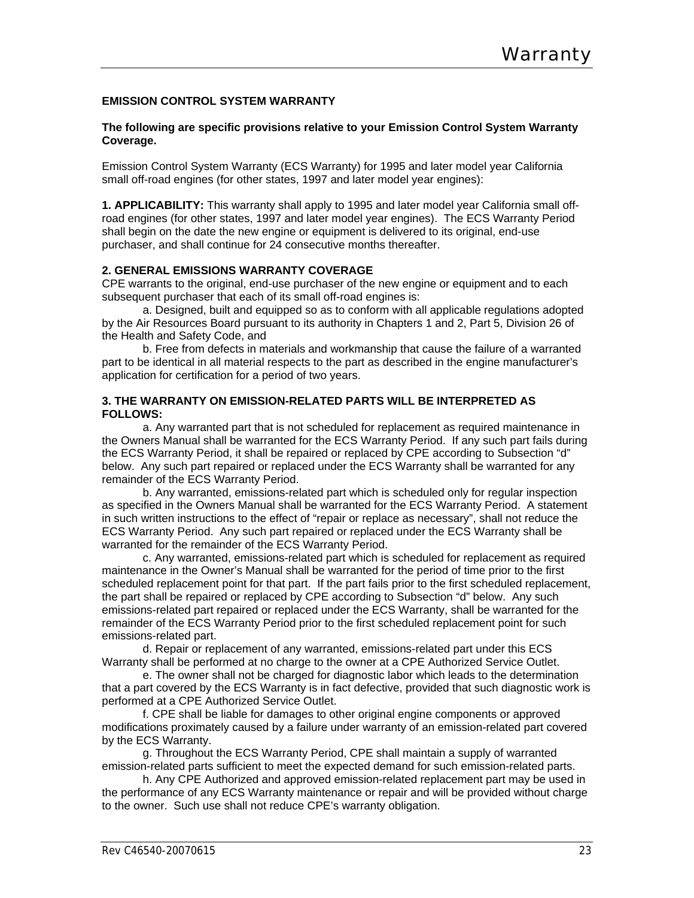# Warranty

## EMISSION CONTROL SYSTEM WARRANTY

**The following are specific provisions relative to your Emission Control System Warranty Coverage.**

Emission Control System Warranty (ECS Warranty) for 1995 and later model year California small off-road engines (for other states, 1997 and later model year engines):

**1. APPLICABILITY:** This warranty shall apply to 1995 and later model year California small off-road engines (for other states, 1997 and later model year engines). The ECS Warranty Period shall begin on the date the new engine or equipment is delivered to its original, end-use purchaser, and shall continue for 24 consecutive months thereafter.

**2. GENERAL EMISSIONS WARRANTY COVERAGE**

CPE warrants to the original, end-use purchaser of the new engine or equipment and to each subsequent purchaser that each of its small off-road engines is:

a. Designed, built and equipped so as to conform with all applicable regulations adopted by the Air Resources Board pursuant to its authority in Chapters 1 and 2, Part 5, Division 26 of the Health and Safety Code, and

b. Free from defects in materials and workmanship that cause the failure of a warranted part to be identical in all material respects to the part as described in the engine manufacturer's application for certification for a period of two years.

**3. THE WARRANTY ON EMISSION-RELATED PARTS WILL BE INTERPRETED AS FOLLOWS:**

a. Any warranted part that is not scheduled for replacement as required maintenance in the Owners Manual shall be warranted for the ECS Warranty Period. If any such part fails during the ECS Warranty Period, it shall be repaired or replaced by CPE according to Subsection "d" below. Any such part repaired or replaced under the ECS Warranty shall be warranted for any remainder of the ECS Warranty Period.

b. Any warranted, emissions-related part which is scheduled only for regular inspection as specified in the Owners Manual shall be warranted for the ECS Warranty Period. A statement in such written instructions to the effect of "repair or replace as necessary", shall not reduce the ECS Warranty Period. Any such part repaired or replaced under the ECS Warranty shall be warranted for the remainder of the ECS Warranty Period.

c. Any warranted, emissions-related part which is scheduled for replacement as required maintenance in the Owner's Manual shall be warranted for the period of time prior to the first scheduled replacement point for that part. If the part fails prior to the first scheduled replacement, the part shall be repaired or replaced by CPE according to Subsection "d" below. Any such emissions-related part repaired or replaced under the ECS Warranty, shall be warranted for the remainder of the ECS Warranty Period prior to the first scheduled replacement point for such emissions-related part.

d. Repair or replacement of any warranted, emissions-related part under this ECS Warranty shall be performed at no charge to the owner at a CPE Authorized Service Outlet.

e. The owner shall not be charged for diagnostic labor which leads to the determination that a part covered by the ECS Warranty is in fact defective, provided that such diagnostic work is performed at a CPE Authorized Service Outlet.

f. CPE shall be liable for damages to other original engine components or approved modifications proximately caused by a failure under warranty of an emission-related part covered by the ECS Warranty.

g. Throughout the ECS Warranty Period, CPE shall maintain a supply of warranted emission-related parts sufficient to meet the expected demand for such emission-related parts.

h. Any CPE Authorized and approved emission-related replacement part may be used in the performance of any ECS Warranty maintenance or repair and will be provided without charge to the owner. Such use shall not reduce CPE's warranty obligation.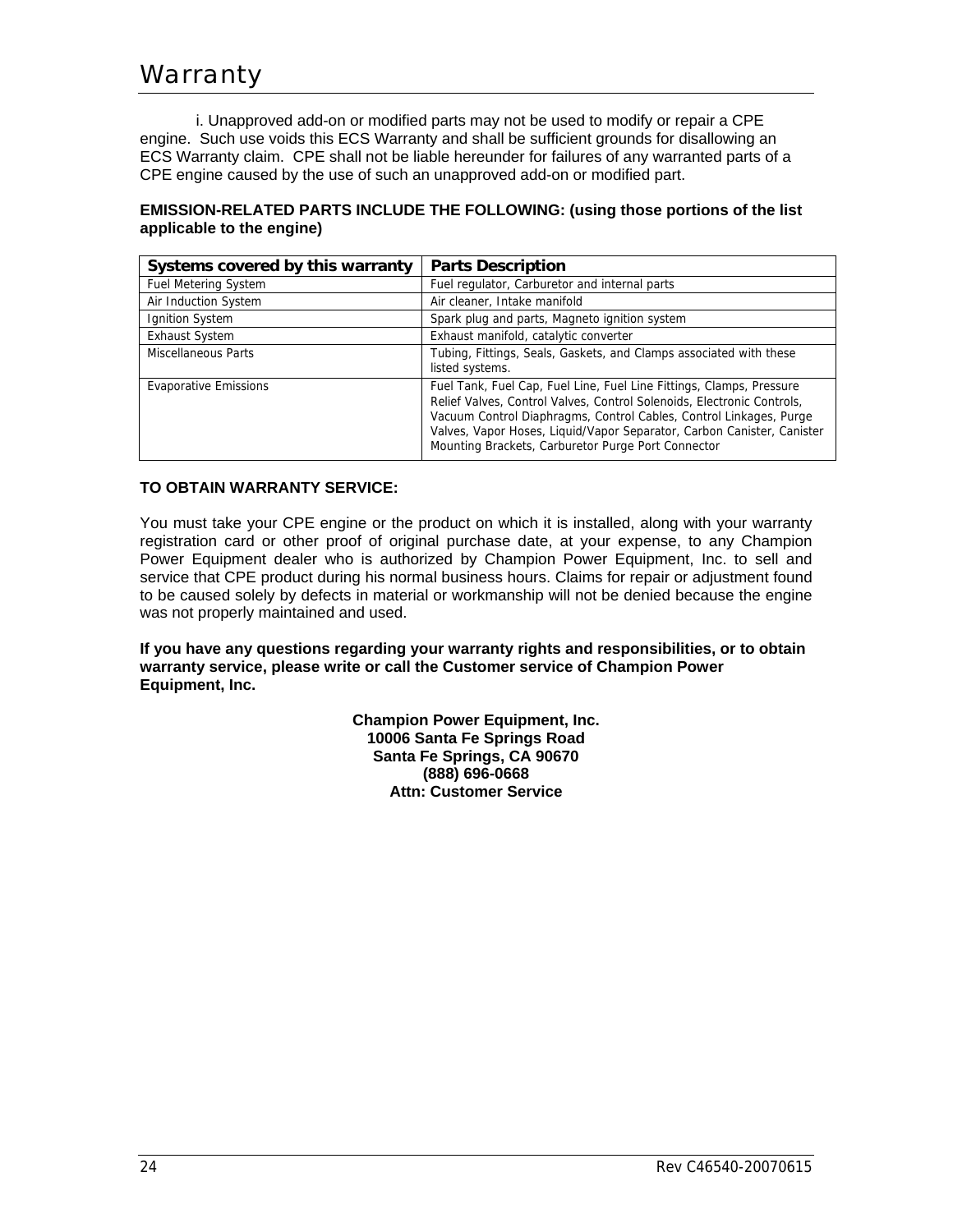# Warranty

i. Unapproved add-on or modified parts may not be used to modify or repair a CPE engine. Such use voids this ECS Warranty and shall be sufficient grounds for disallowing an ECS Warranty claim. CPE shall not be liable hereunder for failures of any warranted parts of a CPE engine caused by the use of such an unapproved add-on or modified part.

**EMISSION-RELATED PARTS INCLUDE THE FOLLOWING: (using those portions of the list applicable to the engine)**

| Systems covered by this warranty | Parts Description |
|---|---|
| Fuel Metering System | Fuel regulator, Carburetor and internal parts |
| Air Induction System | Air cleaner, Intake manifold |
| Ignition System | Spark plug and parts, Magneto ignition system |
| Exhaust System | Exhaust manifold, catalytic converter |
| Miscellaneous Parts | Tubing, Fittings, Seals, Gaskets, and Clamps associated with these listed systems. |
| Evaporative Emissions | Fuel Tank, Fuel Cap, Fuel Line, Fuel Line Fittings, Clamps, Pressure Relief Valves, Control Valves, Control Solenoids, Electronic Controls, Vacuum Control Diaphragms, Control Cables, Control Linkages, Purge Valves, Vapor Hoses, Liquid/Vapor Separator, Carbon Canister, Canister Mounting Brackets, Carburetor Purge Port Connector |

**TO OBTAIN WARRANTY SERVICE:**

You must take your CPE engine or the product on which it is installed, along with your warranty registration card or other proof of original purchase date, at your expense, to any Champion Power Equipment dealer who is authorized by Champion Power Equipment, Inc. to sell and service that CPE product during his normal business hours. Claims for repair or adjustment found to be caused solely by defects in material or workmanship will not be denied because the engine was not properly maintained and used.

**If you have any questions regarding your warranty rights and responsibilities, or to obtain warranty service, please write or call the Customer service of Champion Power Equipment, Inc.**

**Champion Power Equipment, Inc.**
**10006 Santa Fe Springs Road**
**Santa Fe Springs, CA 90670**
**(888) 696-0668**
**Attn: Customer Service**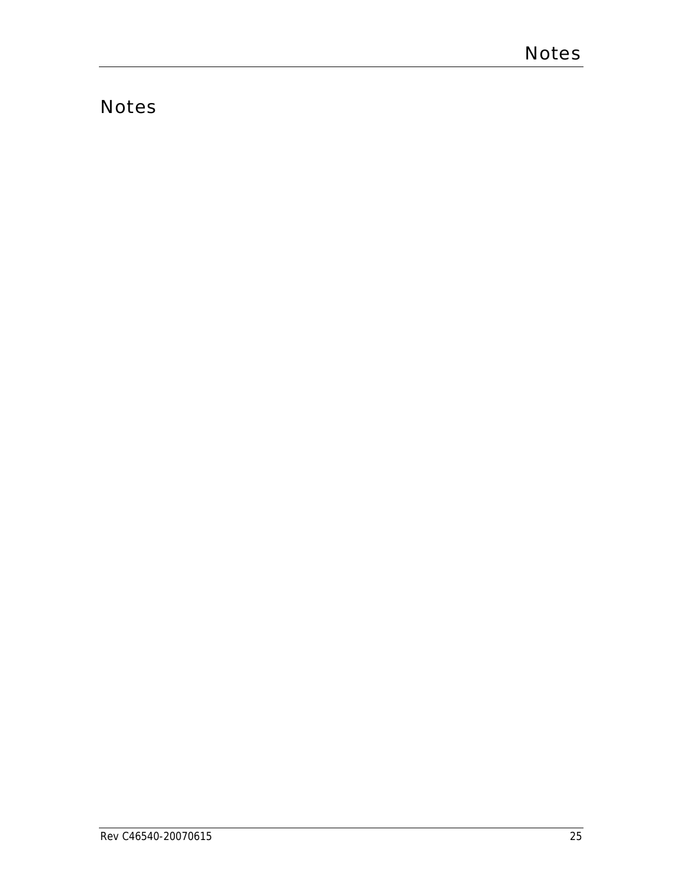# Notes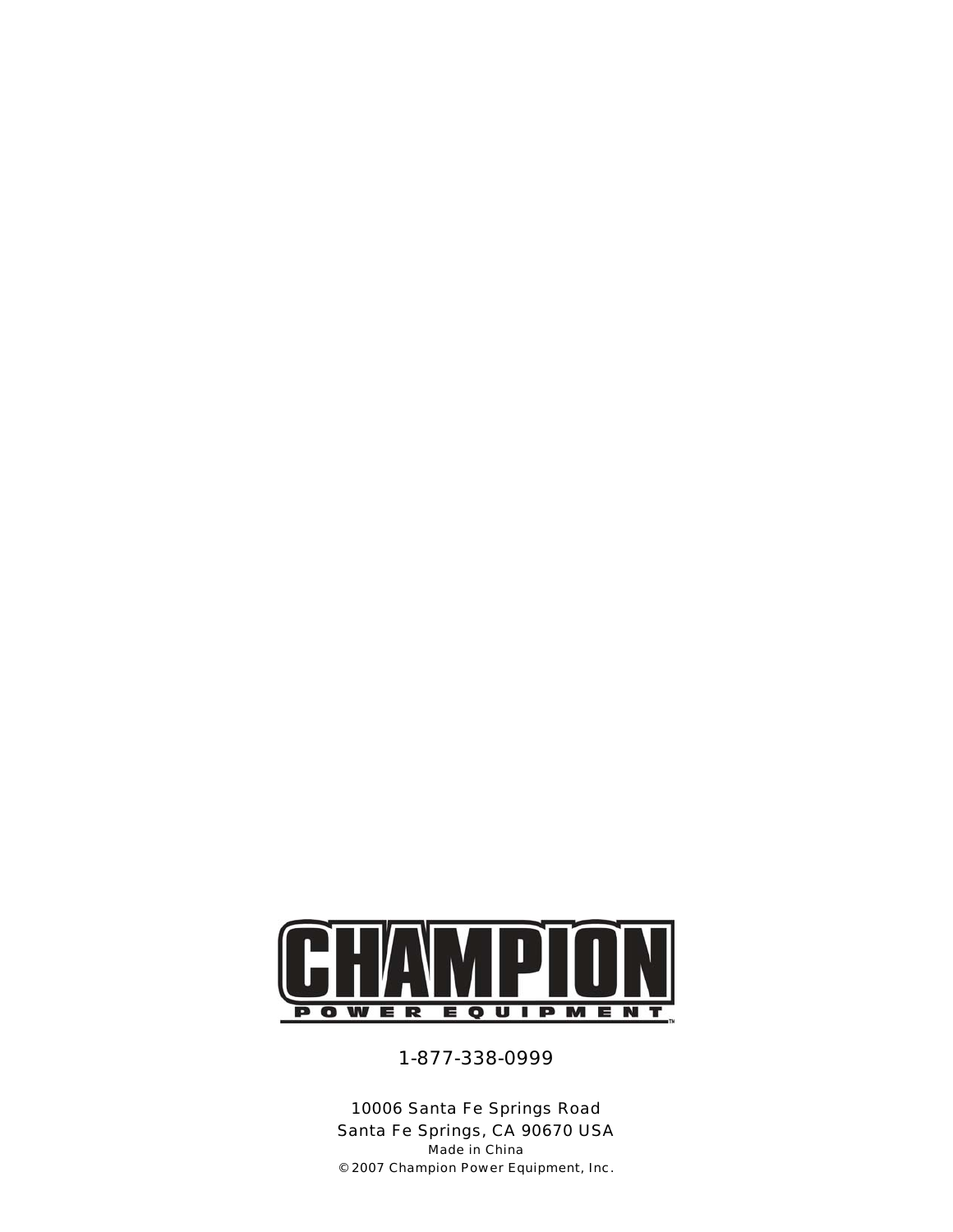CHAMPION

POWER EQUIPMENT™

1-877-338-0999

10006 Santa Fe Springs Road
Santa Fe Springs, CA 90670 USA
Made in China
© 2007 Champion Power Equipment, Inc.